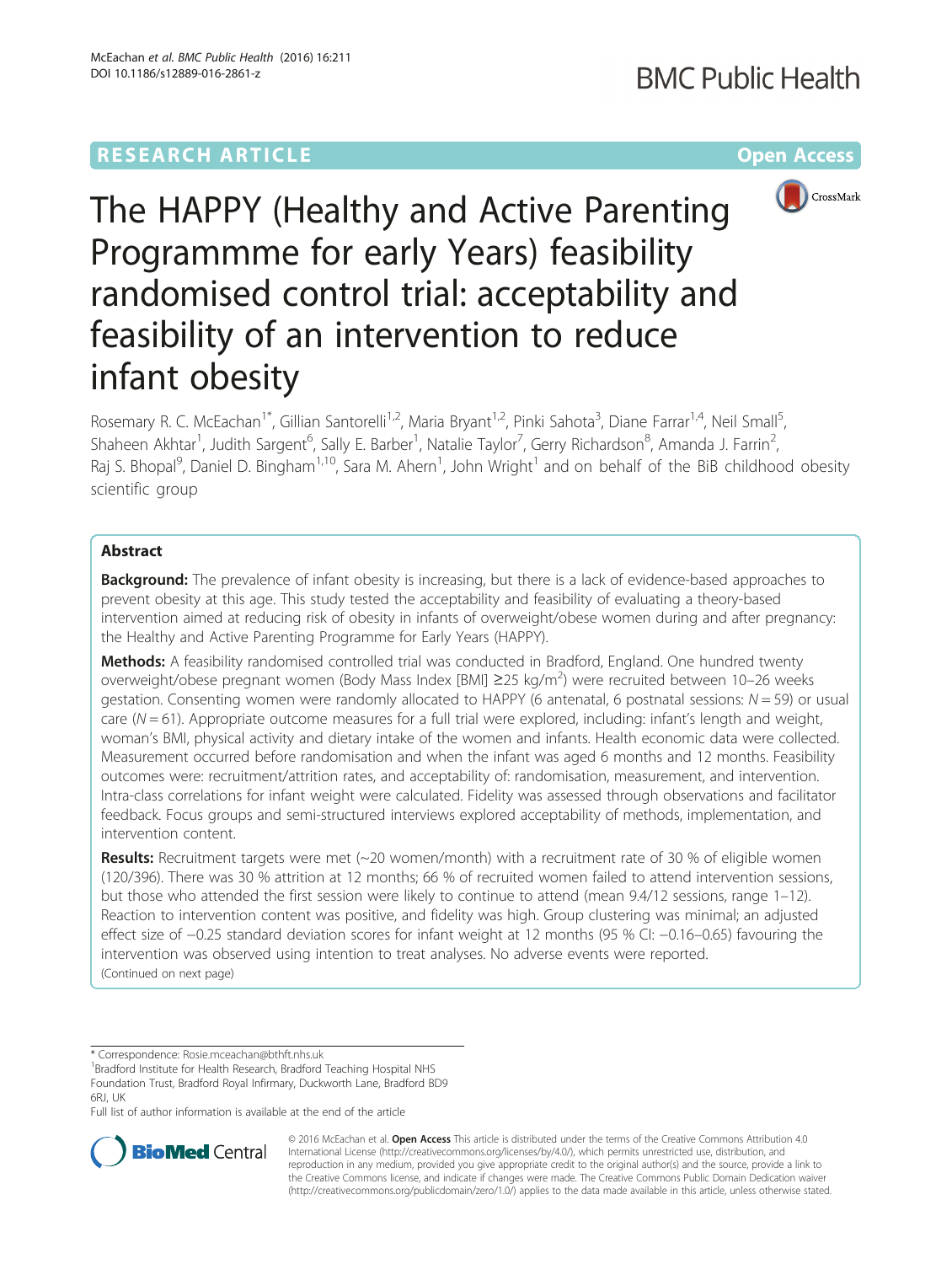RESEARCH ARTICLE

Open Access

# The HAPPY (Healthy and Active Parenting Programmme for early Years) feasibility randomised control trial: acceptability and feasibility of an intervention to reduce infant obesity

Rosemary R. C. McEachan[1*], Gillian Santorelli[1,2], Maria Bryant[1,2], Pinki Sahota[3], Diane Farrar[1,4], Neil Small[5], Shaheen Akhtar[1], Judith Sargent[6], Sally E. Barber[1], Natalie Taylor[7], Gerry Richardson[8], Amanda J. Farrin[2], Raj S. Bhopal[9], Daniel D. Bingham[1,10], Sara M. Ahern[1], John Wright[1] and on behalf of the BiB childhood obesity scientific group

## Abstract

**Background:** The prevalence of infant obesity is increasing, but there is a lack of evidence-based approaches to prevent obesity at this age. This study tested the acceptability and feasibility of evaluating a theory-based intervention aimed at reducing risk of obesity in infants of overweight/obese women during and after pregnancy: the Healthy and Active Parenting Programme for Early Years (HAPPY).

**Methods:** A feasibility randomised controlled trial was conducted in Bradford, England. One hundred twenty overweight/obese pregnant women (Body Mass Index [BMI] ≥25 kg/m$^2$) were recruited between 10–26 weeks gestation. Consenting women were randomly allocated to HAPPY (6 antenatal, 6 postnatal sessions: $N = 59$) or usual care ($N = 61$). Appropriate outcome measures for a full trial were explored, including: infant's length and weight, woman's BMI, physical activity and dietary intake of the women and infants. Health economic data were collected. Measurement occurred before randomisation and when the infant was aged 6 months and 12 months. Feasibility outcomes were: recruitment/attrition rates, and acceptability of: randomisation, measurement, and intervention. Intra-class correlations for infant weight were calculated. Fidelity was assessed through observations and facilitator feedback. Focus groups and semi-structured interviews explored acceptability of methods, implementation, and intervention content.

**Results:** Recruitment targets were met (~20 women/month) with a recruitment rate of 30 % of eligible women (120/396). There was 30 % attrition at 12 months; 66 % of recruited women failed to attend intervention sessions, but those who attended the first session were likely to continue to attend (mean 9.4/12 sessions, range 1–12). Reaction to intervention content was positive, and fidelity was high. Group clustering was minimal; an adjusted effect size of −0.25 standard deviation scores for infant weight at 12 months (95 % CI: −0.16–0.65) favouring the intervention was observed using intention to treat analyses. No adverse events were reported.
(Continued on next page)

* Correspondence: Rosie.mceachan@bthft.nhs.uk
[1]Bradford Institute for Health Research, Bradford Teaching Hospital NHS Foundation Trust, Bradford Royal Infirmary, Duckworth Lane, Bradford BD9 6RJ, UK
Full list of author information is available at the end of the article

© 2016 McEachan et al. **Open Access** This article is distributed under the terms of the Creative Commons Attribution 4.0 International License (http://creativecommons.org/licenses/by/4.0/), which permits unrestricted use, distribution, and reproduction in any medium, provided you give appropriate credit to the original author(s) and the source, provide a link to the Creative Commons license, and indicate if changes were made. The Creative Commons Public Domain Dedication waiver (http://creativecommons.org/publicdomain/zero/1.0/) applies to the data made available in this article, unless otherwise stated.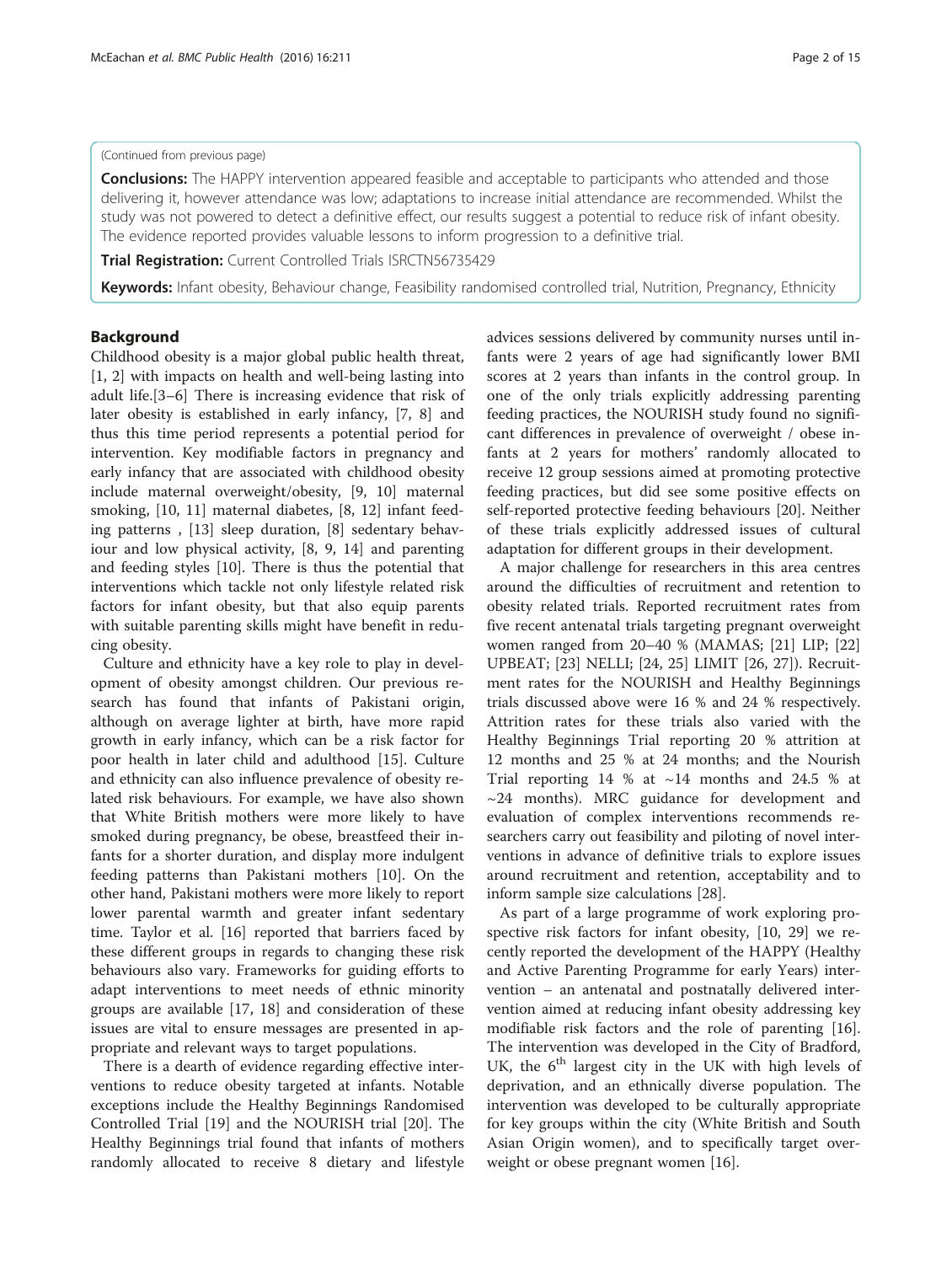(Continued from previous page)

**Conclusions:** The HAPPY intervention appeared feasible and acceptable to participants who attended and those delivering it, however attendance was low; adaptations to increase initial attendance are recommended. Whilst the study was not powered to detect a definitive effect, our results suggest a potential to reduce risk of infant obesity. The evidence reported provides valuable lessons to inform progression to a definitive trial.

**Trial Registration:** Current Controlled Trials ISRCTN56735429

**Keywords:** Infant obesity, Behaviour change, Feasibility randomised controlled trial, Nutrition, Pregnancy, Ethnicity

## Background

Childhood obesity is a major global public health threat, [1, 2] with impacts on health and well-being lasting into adult life.[3–6] There is increasing evidence that risk of later obesity is established in early infancy, [7, 8] and thus this time period represents a potential period for intervention. Key modifiable factors in pregnancy and early infancy that are associated with childhood obesity include maternal overweight/obesity, [9, 10] maternal smoking, [10, 11] maternal diabetes, [8, 12] infant feeding patterns , [13] sleep duration, [8] sedentary behaviour and low physical activity, [8, 9, 14] and parenting and feeding styles [10]. There is thus the potential that interventions which tackle not only lifestyle related risk factors for infant obesity, but that also equip parents with suitable parenting skills might have benefit in reducing obesity.

Culture and ethnicity have a key role to play in development of obesity amongst children. Our previous research has found that infants of Pakistani origin, although on average lighter at birth, have more rapid growth in early infancy, which can be a risk factor for poor health in later child and adulthood [15]. Culture and ethnicity can also influence prevalence of obesity related risk behaviours. For example, we have also shown that White British mothers were more likely to have smoked during pregnancy, be obese, breastfeed their infants for a shorter duration, and display more indulgent feeding patterns than Pakistani mothers [10]. On the other hand, Pakistani mothers were more likely to report lower parental warmth and greater infant sedentary time. Taylor et al. [16] reported that barriers faced by these different groups in regards to changing these risk behaviours also vary. Frameworks for guiding efforts to adapt interventions to meet needs of ethnic minority groups are available [17, 18] and consideration of these issues are vital to ensure messages are presented in appropriate and relevant ways to target populations.

There is a dearth of evidence regarding effective interventions to reduce obesity targeted at infants. Notable exceptions include the Healthy Beginnings Randomised Controlled Trial [19] and the NOURISH trial [20]. The Healthy Beginnings trial found that infants of mothers randomly allocated to receive 8 dietary and lifestyle advices sessions delivered by community nurses until infants were 2 years of age had significantly lower BMI scores at 2 years than infants in the control group. In one of the only trials explicitly addressing parenting feeding practices, the NOURISH study found no significant differences in prevalence of overweight / obese infants at 2 years for mothers' randomly allocated to receive 12 group sessions aimed at promoting protective feeding practices, but did see some positive effects on self-reported protective feeding behaviours [20]. Neither of these trials explicitly addressed issues of cultural adaptation for different groups in their development.

A major challenge for researchers in this area centres around the difficulties of recruitment and retention to obesity related trials. Reported recruitment rates from five recent antenatal trials targeting pregnant overweight women ranged from 20–40 % (MAMAS; [21] LIP; [22] UPBEAT; [23] NELLI; [24, 25] LIMIT [26, 27]). Recruitment rates for the NOURISH and Healthy Beginnings trials discussed above were 16 % and 24 % respectively. Attrition rates for these trials also varied with the Healthy Beginnings Trial reporting 20 % attrition at 12 months and 25 % at 24 months; and the Nourish Trial reporting 14 % at ~14 months and 24.5 % at ~24 months). MRC guidance for development and evaluation of complex interventions recommends researchers carry out feasibility and piloting of novel interventions in advance of definitive trials to explore issues around recruitment and retention, acceptability and to inform sample size calculations [28].

As part of a large programme of work exploring prospective risk factors for infant obesity, [10, 29] we recently reported the development of the HAPPY (Healthy and Active Parenting Programme for early Years) intervention – an antenatal and postnatally delivered intervention aimed at reducing infant obesity addressing key modifiable risk factors and the role of parenting [16]. The intervention was developed in the City of Bradford, UK, the 6th largest city in the UK with high levels of deprivation, and an ethnically diverse population. The intervention was developed to be culturally appropriate for key groups within the city (White British and South Asian Origin women), and to specifically target overweight or obese pregnant women [16].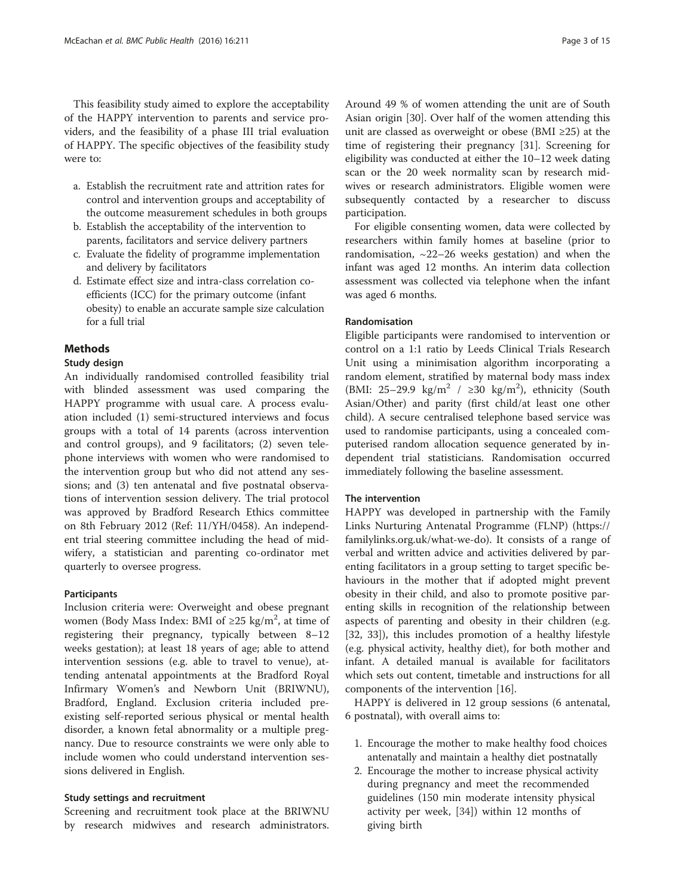This feasibility study aimed to explore the acceptability of the HAPPY intervention to parents and service providers, and the feasibility of a phase III trial evaluation of HAPPY. The specific objectives of the feasibility study were to:

a. Establish the recruitment rate and attrition rates for control and intervention groups and acceptability of the outcome measurement schedules in both groups
b. Establish the acceptability of the intervention to parents, facilitators and service delivery partners
c. Evaluate the fidelity of programme implementation and delivery by facilitators
d. Estimate effect size and intra-class correlation co-efficients (ICC) for the primary outcome (infant obesity) to enable an accurate sample size calculation for a full trial

## Methods

### Study design

An individually randomised controlled feasibility trial with blinded assessment was used comparing the HAPPY programme with usual care. A process evaluation included (1) semi-structured interviews and focus groups with a total of 14 parents (across intervention and control groups), and 9 facilitators; (2) seven telephone interviews with women who were randomised to the intervention group but who did not attend any sessions; and (3) ten antenatal and five postnatal observations of intervention session delivery. The trial protocol was approved by Bradford Research Ethics committee on 8th February 2012 (Ref: 11/YH/0458). An independent trial steering committee including the head of midwifery, a statistician and parenting co-ordinator met quarterly to oversee progress.

#### Participants

Inclusion criteria were: Overweight and obese pregnant women (Body Mass Index: BMI of ≥25 kg/m$^2$, at time of registering their pregnancy, typically between 8–12 weeks gestation); at least 18 years of age; able to attend intervention sessions (e.g. able to travel to venue), attending antenatal appointments at the Bradford Royal Infirmary Women's and Newborn Unit (BRIWNU), Bradford, England. Exclusion criteria included pre-existing self-reported serious physical or mental health disorder, a known fetal abnormality or a multiple pregnancy. Due to resource constraints we were only able to include women who could understand intervention sessions delivered in English.

#### Study settings and recruitment

Screening and recruitment took place at the BRIWNU by research midwives and research administrators. Around 49 % of women attending the unit are of South Asian origin [30]. Over half of the women attending this unit are classed as overweight or obese (BMI ≥25) at the time of registering their pregnancy [31]. Screening for eligibility was conducted at either the 10–12 week dating scan or the 20 week normality scan by research midwives or research administrators. Eligible women were subsequently contacted by a researcher to discuss participation.

For eligible consenting women, data were collected by researchers within family homes at baseline (prior to randomisation, ~22–26 weeks gestation) and when the infant was aged 12 months. An interim data collection assessment was collected via telephone when the infant was aged 6 months.

#### Randomisation

Eligible participants were randomised to intervention or control on a 1:1 ratio by Leeds Clinical Trials Research Unit using a minimisation algorithm incorporating a random element, stratified by maternal body mass index (BMI: 25–29.9 kg/m$^2$ / ≥30 kg/m$^2$), ethnicity (South Asian/Other) and parity (first child/at least one other child). A secure centralised telephone based service was used to randomise participants, using a concealed computerised random allocation sequence generated by independent trial statisticians. Randomisation occurred immediately following the baseline assessment.

#### The intervention

HAPPY was developed in partnership with the Family Links Nurturing Antenatal Programme (FLNP) (https://familylinks.org.uk/what-we-do). It consists of a range of verbal and written advice and activities delivered by parenting facilitators in a group setting to target specific behaviours in the mother that if adopted might prevent obesity in their child, and also to promote positive parenting skills in recognition of the relationship between aspects of parenting and obesity in their children (e.g. [32, 33]), this includes promotion of a healthy lifestyle (e.g. physical activity, healthy diet), for both mother and infant. A detailed manual is available for facilitators which sets out content, timetable and instructions for all components of the intervention [16].

HAPPY is delivered in 12 group sessions (6 antenatal, 6 postnatal), with overall aims to:

1. Encourage the mother to make healthy food choices antenatally and maintain a healthy diet postnatally
2. Encourage the mother to increase physical activity during pregnancy and meet the recommended guidelines (150 min moderate intensity physical activity per week, [34]) within 12 months of giving birth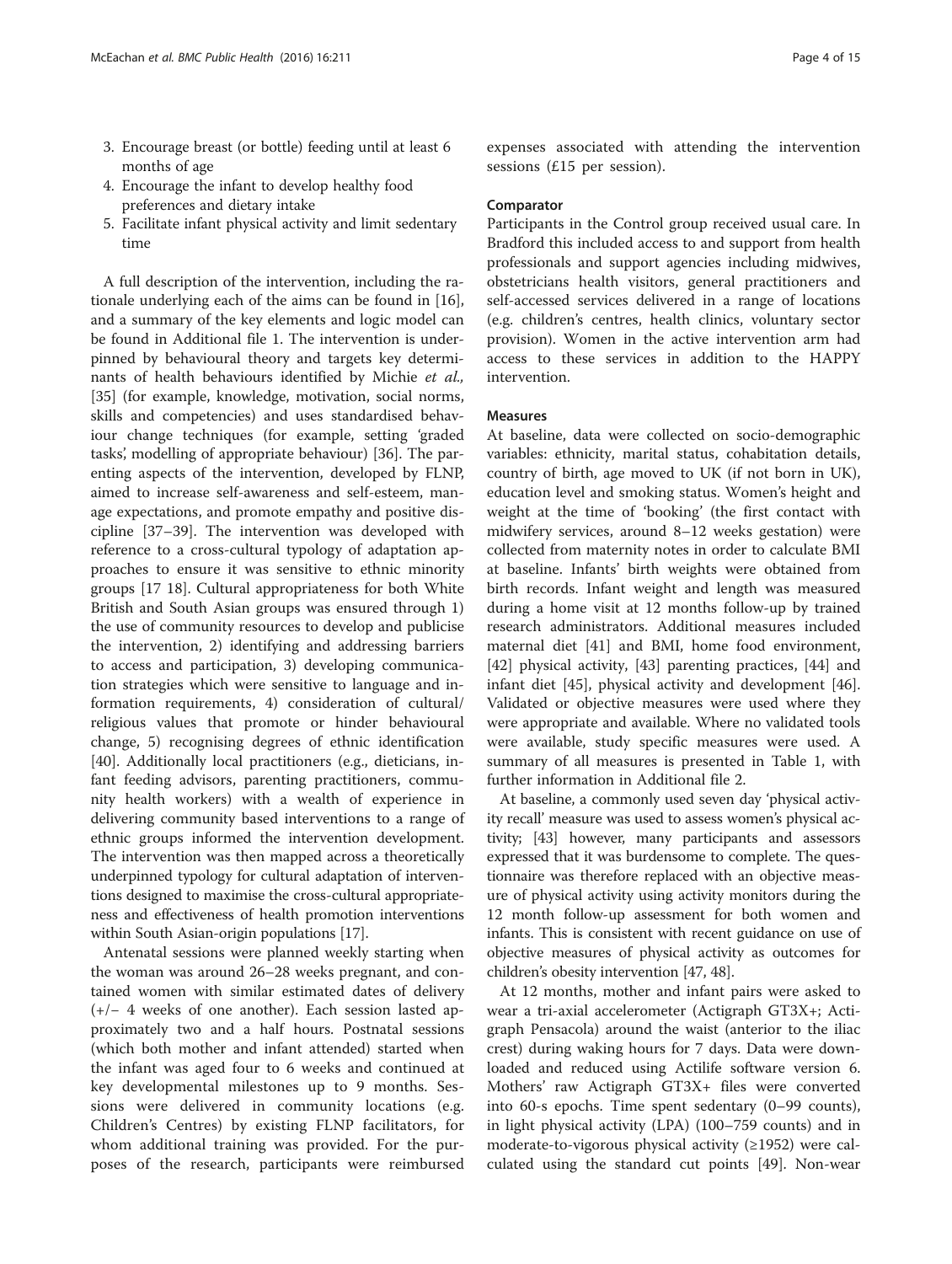3. Encourage breast (or bottle) feeding until at least 6 months of age
4. Encourage the infant to develop healthy food preferences and dietary intake
5. Facilitate infant physical activity and limit sedentary time

A full description of the intervention, including the rationale underlying each of the aims can be found in [16], and a summary of the key elements and logic model can be found in Additional file 1. The intervention is underpinned by behavioural theory and targets key determinants of health behaviours identified by Michie *et al.,* [35] (for example, knowledge, motivation, social norms, skills and competencies) and uses standardised behaviour change techniques (for example, setting 'graded tasks', modelling of appropriate behaviour) [36]. The parenting aspects of the intervention, developed by FLNP, aimed to increase self-awareness and self-esteem, manage expectations, and promote empathy and positive discipline [37–39]. The intervention was developed with reference to a cross-cultural typology of adaptation approaches to ensure it was sensitive to ethnic minority groups [17 18]. Cultural appropriateness for both White British and South Asian groups was ensured through 1) the use of community resources to develop and publicise the intervention, 2) identifying and addressing barriers to access and participation, 3) developing communication strategies which were sensitive to language and information requirements, 4) consideration of cultural/religious values that promote or hinder behavioural change, 5) recognising degrees of ethnic identification [40]. Additionally local practitioners (e.g., dieticians, infant feeding advisors, parenting practitioners, community health workers) with a wealth of experience in delivering community based interventions to a range of ethnic groups informed the intervention development. The intervention was then mapped across a theoretically underpinned typology for cultural adaptation of interventions designed to maximise the cross-cultural appropriateness and effectiveness of health promotion interventions within South Asian-origin populations [17].

Antenatal sessions were planned weekly starting when the woman was around 26–28 weeks pregnant, and contained women with similar estimated dates of delivery (+/− 4 weeks of one another). Each session lasted approximately two and a half hours. Postnatal sessions (which both mother and infant attended) started when the infant was aged four to 6 weeks and continued at key developmental milestones up to 9 months. Sessions were delivered in community locations (e.g. Children's Centres) by existing FLNP facilitators, for whom additional training was provided. For the purposes of the research, participants were reimbursed expenses associated with attending the intervention sessions (£15 per session).

#### Comparator

Participants in the Control group received usual care. In Bradford this included access to and support from health professionals and support agencies including midwives, obstetricians health visitors, general practitioners and self-accessed services delivered in a range of locations (e.g. children's centres, health clinics, voluntary sector provision). Women in the active intervention arm had access to these services in addition to the HAPPY intervention.

#### Measures

At baseline, data were collected on socio-demographic variables: ethnicity, marital status, cohabitation details, country of birth, age moved to UK (if not born in UK), education level and smoking status. Women's height and weight at the time of 'booking' (the first contact with midwifery services, around 8–12 weeks gestation) were collected from maternity notes in order to calculate BMI at baseline. Infants' birth weights were obtained from birth records. Infant weight and length was measured during a home visit at 12 months follow-up by trained research administrators. Additional measures included maternal diet [41] and BMI, home food environment, [42] physical activity, [43] parenting practices, [44] and infant diet [45], physical activity and development [46]. Validated or objective measures were used where they were appropriate and available. Where no validated tools were available, study specific measures were used. A summary of all measures is presented in Table 1, with further information in Additional file 2.

At baseline, a commonly used seven day 'physical activity recall' measure was used to assess women's physical activity; [43] however, many participants and assessors expressed that it was burdensome to complete. The questionnaire was therefore replaced with an objective measure of physical activity using activity monitors during the 12 month follow-up assessment for both women and infants. This is consistent with recent guidance on use of objective measures of physical activity as outcomes for children's obesity intervention [47, 48].

At 12 months, mother and infant pairs were asked to wear a tri-axial accelerometer (Actigraph GT3X+; Actigraph Pensacola) around the waist (anterior to the iliac crest) during waking hours for 7 days. Data were downloaded and reduced using Actilife software version 6. Mothers' raw Actigraph GT3X+ files were converted into 60-s epochs. Time spent sedentary (0–99 counts), in light physical activity (LPA) (100–759 counts) and in moderate-to-vigorous physical activity (≥1952) were calculated using the standard cut points [49]. Non-wear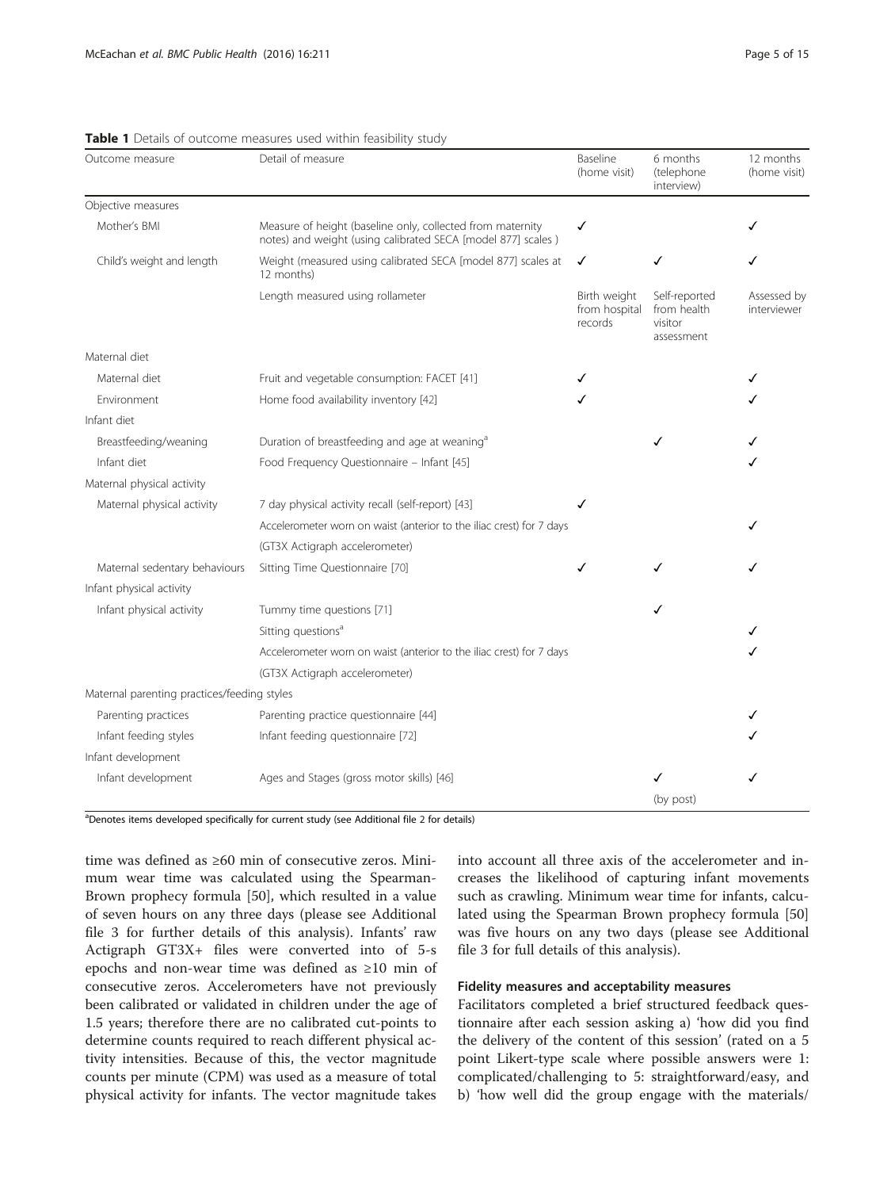**Table 1** Details of outcome measures used within feasibility study

| Outcome measure | Detail of measure | Baseline (home visit) | 6 months (telephone interview) | 12 months (home visit) |
|---|---|---|---|---|
| Objective measures | | | | |
| Mother's BMI | Measure of height (baseline only, collected from maternity notes) and weight (using calibrated SECA [model 877] scales ) | ✓ | | ✓ |
| Child's weight and length | Weight (measured using calibrated SECA [model 877] scales at 12 months) | ✓ | ✓ | ✓ |
| | Length measured using rollameter | Birth weight from hospital records | Self-reported from health visitor assessment | Assessed by interviewer |
| Maternal diet | | | | |
| Maternal diet | Fruit and vegetable consumption: FACET [41] | ✓ | | ✓ |
| Environment | Home food availability inventory [42] | ✓ | | ✓ |
| Infant diet | | | | |
| Breastfeeding/weaning | Duration of breastfeeding and age at weaning[a] | | ✓ | ✓ |
| Infant diet | Food Frequency Questionnaire – Infant [45] | | | ✓ |
| Maternal physical activity | | | | |
| Maternal physical activity | 7 day physical activity recall (self-report) [43] | ✓ | | |
| | Accelerometer worn on waist (anterior to the iliac crest) for 7 days (GT3X Actigraph accelerometer) | | | ✓ |
| Maternal sedentary behaviours | Sitting Time Questionnaire [70] | ✓ | ✓ | ✓ |
| Infant physical activity | | | | |
| Infant physical activity | Tummy time questions [71] | | ✓ | |
| | Sitting questions[a] | | | ✓ |
| | Accelerometer worn on waist (anterior to the iliac crest) for 7 days (GT3X Actigraph accelerometer) | | | ✓ |
| Maternal parenting practices/feeding styles | | | | |
| Parenting practices | Parenting practice questionnaire [44] | | | ✓ |
| Infant feeding styles | Infant feeding questionnaire [72] | | | ✓ |
| Infant development | | | | |
| Infant development | Ages and Stages (gross motor skills) [46] | | ✓ (by post) | ✓ |

[a]Denotes items developed specifically for current study (see Additional file 2 for details)

time was defined as ≥60 min of consecutive zeros. Minimum wear time was calculated using the Spearman-Brown prophecy formula [50], which resulted in a value of seven hours on any three days (please see Additional file 3 for further details of this analysis). Infants' raw Actigraph GT3X+ files were converted into of 5-s epochs and non-wear time was defined as ≥10 min of consecutive zeros. Accelerometers have not previously been calibrated or validated in children under the age of 1.5 years; therefore there are no calibrated cut-points to determine counts required to reach different physical activity intensities. Because of this, the vector magnitude counts per minute (CPM) was used as a measure of total physical activity for infants. The vector magnitude takes into account all three axis of the accelerometer and increases the likelihood of capturing infant movements such as crawling. Minimum wear time for infants, calculated using the Spearman Brown prophecy formula [50] was five hours on any two days (please see Additional file 3 for full details of this analysis).

#### Fidelity measures and acceptability measures

Facilitators completed a brief structured feedback questionnaire after each session asking a) 'how did you find the delivery of the content of this session' (rated on a 5 point Likert-type scale where possible answers were 1: complicated/challenging to 5: straightforward/easy, and b) 'how well did the group engage with the materials/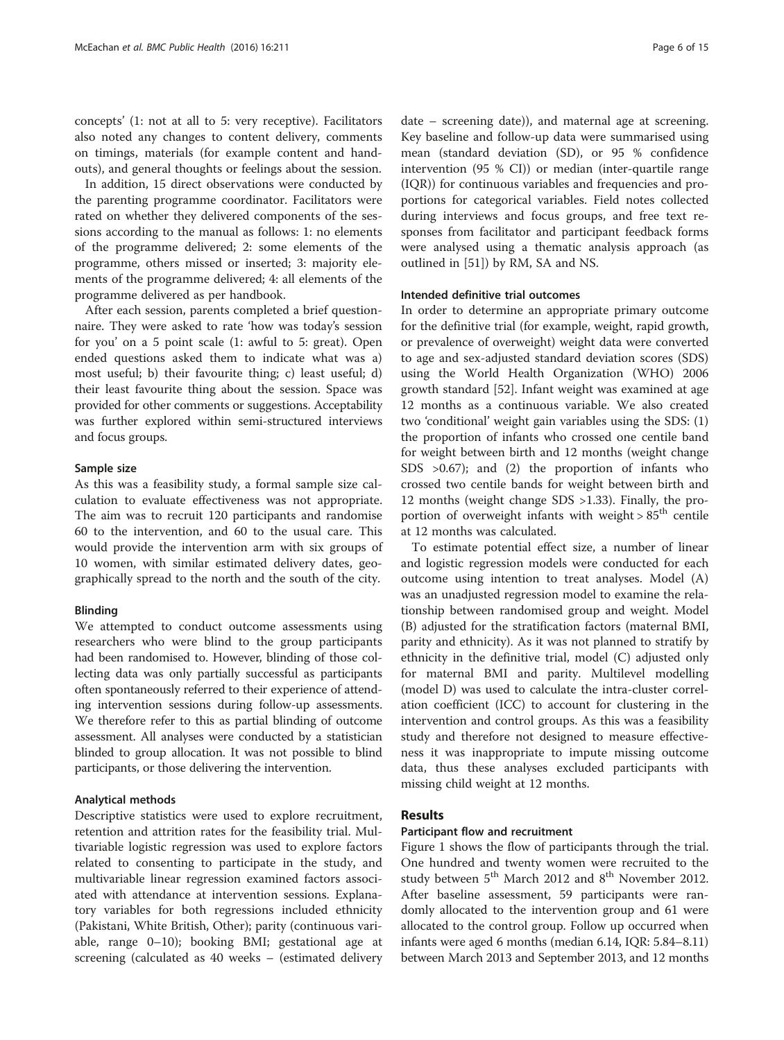concepts' (1: not at all to 5: very receptive). Facilitators also noted any changes to content delivery, comments on timings, materials (for example content and handouts), and general thoughts or feelings about the session.

In addition, 15 direct observations were conducted by the parenting programme coordinator. Facilitators were rated on whether they delivered components of the sessions according to the manual as follows: 1: no elements of the programme delivered; 2: some elements of the programme, others missed or inserted; 3: majority elements of the programme delivered; 4: all elements of the programme delivered as per handbook.

After each session, parents completed a brief questionnaire. They were asked to rate 'how was today's session for you' on a 5 point scale (1: awful to 5: great). Open ended questions asked them to indicate what was a) most useful; b) their favourite thing; c) least useful; d) their least favourite thing about the session. Space was provided for other comments or suggestions. Acceptability was further explored within semi-structured interviews and focus groups.

#### Sample size

As this was a feasibility study, a formal sample size calculation to evaluate effectiveness was not appropriate. The aim was to recruit 120 participants and randomise 60 to the intervention, and 60 to the usual care. This would provide the intervention arm with six groups of 10 women, with similar estimated delivery dates, geographically spread to the north and the south of the city.

#### Blinding

We attempted to conduct outcome assessments using researchers who were blind to the group participants had been randomised to. However, blinding of those collecting data was only partially successful as participants often spontaneously referred to their experience of attending intervention sessions during follow-up assessments. We therefore refer to this as partial blinding of outcome assessment. All analyses were conducted by a statistician blinded to group allocation. It was not possible to blind participants, or those delivering the intervention.

#### Analytical methods

Descriptive statistics were used to explore recruitment, retention and attrition rates for the feasibility trial. Multivariable logistic regression was used to explore factors related to consenting to participate in the study, and multivariable linear regression examined factors associated with attendance at intervention sessions. Explanatory variables for both regressions included ethnicity (Pakistani, White British, Other); parity (continuous variable, range 0–10); booking BMI; gestational age at screening (calculated as 40 weeks – (estimated delivery date – screening date)), and maternal age at screening. Key baseline and follow-up data were summarised using mean (standard deviation (SD), or 95 % confidence intervention (95 % CI)) or median (inter-quartile range (IQR)) for continuous variables and frequencies and proportions for categorical variables. Field notes collected during interviews and focus groups, and free text responses from facilitator and participant feedback forms were analysed using a thematic analysis approach (as outlined in [51]) by RM, SA and NS.

#### Intended definitive trial outcomes

In order to determine an appropriate primary outcome for the definitive trial (for example, weight, rapid growth, or prevalence of overweight) weight data were converted to age and sex-adjusted standard deviation scores (SDS) using the World Health Organization (WHO) 2006 growth standard [52]. Infant weight was examined at age 12 months as a continuous variable. We also created two 'conditional' weight gain variables using the SDS: (1) the proportion of infants who crossed one centile band for weight between birth and 12 months (weight change SDS >0.67); and (2) the proportion of infants who crossed two centile bands for weight between birth and 12 months (weight change SDS >1.33). Finally, the proportion of overweight infants with weight > 85$^{th}$ centile at 12 months was calculated.

To estimate potential effect size, a number of linear and logistic regression models were conducted for each outcome using intention to treat analyses. Model (A) was an unadjusted regression model to examine the relationship between randomised group and weight. Model (B) adjusted for the stratification factors (maternal BMI, parity and ethnicity). As it was not planned to stratify by ethnicity in the definitive trial, model (C) adjusted only for maternal BMI and parity. Multilevel modelling (model D) was used to calculate the intra-cluster correlation coefficient (ICC) to account for clustering in the intervention and control groups. As this was a feasibility study and therefore not designed to measure effectiveness it was inappropriate to impute missing outcome data, thus these analyses excluded participants with missing child weight at 12 months.

## Results

#### Participant flow and recruitment

Figure 1 shows the flow of participants through the trial. One hundred and twenty women were recruited to the study between 5$^{th}$ March 2012 and 8$^{th}$ November 2012. After baseline assessment, 59 participants were randomly allocated to the intervention group and 61 were allocated to the control group. Follow up occurred when infants were aged 6 months (median 6.14, IQR: 5.84–8.11) between March 2013 and September 2013, and 12 months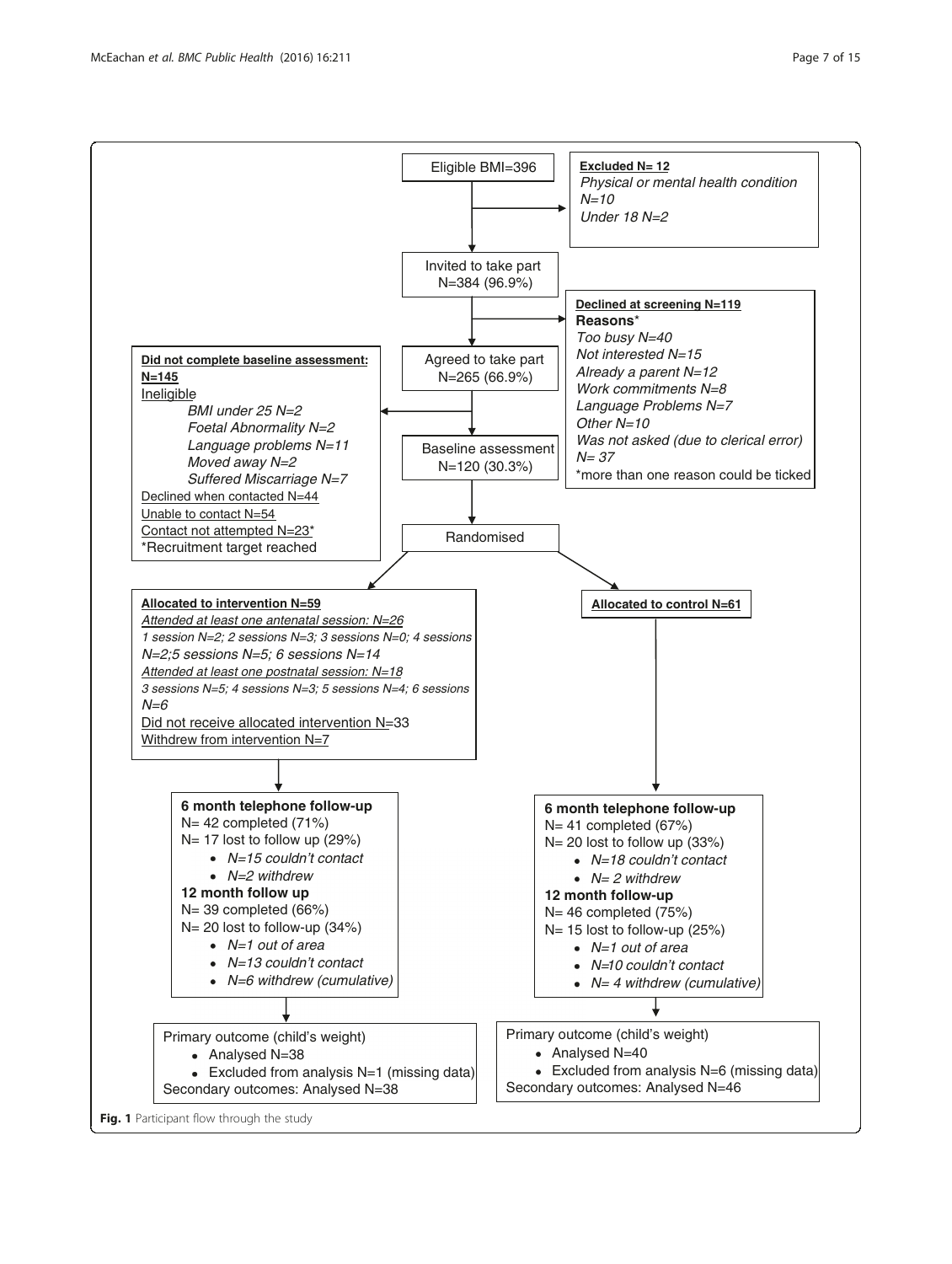Eligible BMI=396

**Excluded N= 12**
*Physical or mental health condition N=10*
*Under 18 N=2*

Invited to take part N=384 (96.9%)

**Declined at screening N=119**
**Reasons***
*Too busy N=40*
*Not interested N=15*
*Already a parent N=12*
*Work commitments N=8*
*Language Problems N=7*
*Other N=10*
*Was not asked (due to clerical error) N= 37*
*more than one reason could be ticked

Agreed to take part N=265 (66.9%)

**Did not complete baseline assessment: N=145**
Ineligible
- *BMI under 25 N=2*
- *Foetal Abnormality N=2*
- *Language problems N=11*
- *Moved away N=2*
- *Suffered Miscarriage N=7*

Declined when contacted N=44
Unable to contact N=54
Contact not attempted N=23*
*Recruitment target reached

Baseline assessment N=120 (30.3%)

Randomised

**Allocated to intervention N=59**
*Attended at least one antenatal session: N=26*
*1 session N=2; 2 sessions N=3; 3 sessions N=0; 4 sessions N=2;5 sessions N=5; 6 sessions N=14*
*Attended at least one postnatal session: N=18*
*3 sessions N=5; 4 sessions N=3; 5 sessions N=4; 6 sessions N=6*
Did not receive allocated intervention N=33
Withdrew from intervention N=7

**Allocated to control N=61**

**6 month telephone follow-up**
N= 42 completed (71%)
N= 17 lost to follow up (29%)
- *N=15 couldn't contact*
- *N=2 withdrew*

**12 month follow up**
N= 39 completed (66%)
N= 20 lost to follow-up (34%)
- *N=1 out of area*
- *N=13 couldn't contact*
- *N=6 withdrew (cumulative)*

**6 month telephone follow-up**
N= 41 completed (67%)
N= 20 lost to follow up (33%)
- *N=18 couldn't contact*
- *N= 2 withdrew*

**12 month follow-up**
N= 46 completed (75%)
N= 15 lost to follow-up (25%)
- *N=1 out of area*
- *N=10 couldn't contact*
- *N= 4 withdrew (cumulative)*

Primary outcome (child's weight)
- Analysed N=38
- Excluded from analysis N=1 (missing data)

Secondary outcomes: Analysed N=38

Primary outcome (child's weight)
- Analysed N=40
- Excluded from analysis N=6 (missing data)

Secondary outcomes: Analysed N=46

**Fig. 1** Participant flow through the study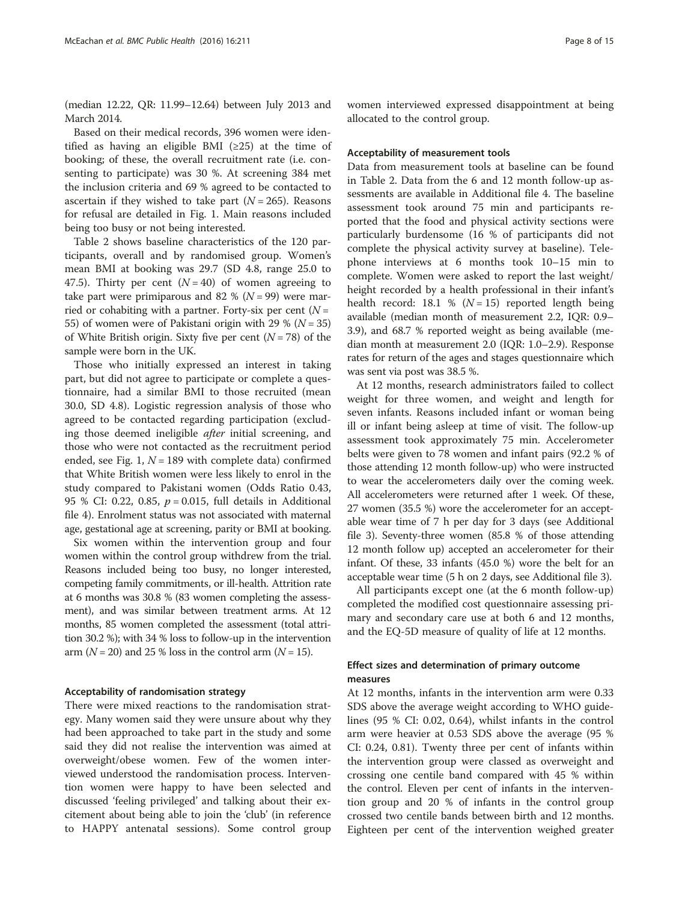(median 12.22, QR: 11.99–12.64) between July 2013 and March 2014.

Based on their medical records, 396 women were identified as having an eligible BMI (≥25) at the time of booking; of these, the overall recruitment rate (i.e. consenting to participate) was 30 %. At screening 384 met the inclusion criteria and 69 % agreed to be contacted to ascertain if they wished to take part ($N = 265$). Reasons for refusal are detailed in Fig. 1. Main reasons included being too busy or not being interested.

Table 2 shows baseline characteristics of the 120 participants, overall and by randomised group. Women's mean BMI at booking was 29.7 (SD 4.8, range 25.0 to 47.5). Thirty per cent ($N = 40$) of women agreeing to take part were primiparous and 82 % ($N = 99$) were married or cohabiting with a partner. Forty-six per cent ($N = 55$) of women were of Pakistani origin with 29 % ($N = 35$) of White British origin. Sixty five per cent ($N = 78$) of the sample were born in the UK.

Those who initially expressed an interest in taking part, but did not agree to participate or complete a questionnaire, had a similar BMI to those recruited (mean 30.0, SD 4.8). Logistic regression analysis of those who agreed to be contacted regarding participation (excluding those deemed ineligible *after* initial screening, and those who were not contacted as the recruitment period ended, see Fig. 1, $N = 189$ with complete data) confirmed that White British women were less likely to enrol in the study compared to Pakistani women (Odds Ratio 0.43, 95 % CI: 0.22, 0.85, $p = 0.015$, full details in Additional file 4). Enrolment status was not associated with maternal age, gestational age at screening, parity or BMI at booking.

Six women within the intervention group and four women within the control group withdrew from the trial. Reasons included being too busy, no longer interested, competing family commitments, or ill-health. Attrition rate at 6 months was 30.8 % (83 women completing the assessment), and was similar between treatment arms. At 12 months, 85 women completed the assessment (total attrition 30.2 %); with 34 % loss to follow-up in the intervention arm ($N = 20$) and 25 % loss in the control arm ($N = 15$).

#### Acceptability of randomisation strategy

There were mixed reactions to the randomisation strategy. Many women said they were unsure about why they had been approached to take part in the study and some said they did not realise the intervention was aimed at overweight/obese women. Few of the women interviewed understood the randomisation process. Intervention women were happy to have been selected and discussed 'feeling privileged' and talking about their excitement about being able to join the 'club' (in reference to HAPPY antenatal sessions). Some control group women interviewed expressed disappointment at being allocated to the control group.

#### Acceptability of measurement tools

Data from measurement tools at baseline can be found in Table 2. Data from the 6 and 12 month follow-up assessments are available in Additional file 4. The baseline assessment took around 75 min and participants reported that the food and physical activity sections were particularly burdensome (16 % of participants did not complete the physical activity survey at baseline). Telephone interviews at 6 months took 10–15 min to complete. Women were asked to report the last weight/height recorded by a health professional in their infant's health record: 18.1 % ($N = 15$) reported length being available (median month of measurement 2.2, IQR: 0.9–3.9), and 68.7 % reported weight as being available (median month at measurement 2.0 (IQR: 1.0–2.9). Response rates for return of the ages and stages questionnaire which was sent via post was 38.5 %.

At 12 months, research administrators failed to collect weight for three women, and weight and length for seven infants. Reasons included infant or woman being ill or infant being asleep at time of visit. The follow-up assessment took approximately 75 min. Accelerometer belts were given to 78 women and infant pairs (92.2 % of those attending 12 month follow-up) who were instructed to wear the accelerometers daily over the coming week. All accelerometers were returned after 1 week. Of these, 27 women (35.5 %) wore the accelerometer for an acceptable wear time of 7 h per day for 3 days (see Additional file 3). Seventy-three women (85.8 % of those attending 12 month follow up) accepted an accelerometer for their infant. Of these, 33 infants (45.0 %) wore the belt for an acceptable wear time (5 h on 2 days, see Additional file 3).

All participants except one (at the 6 month follow-up) completed the modified cost questionnaire assessing primary and secondary care use at both 6 and 12 months, and the EQ-5D measure of quality of life at 12 months.

### Effect sizes and determination of primary outcome measures

At 12 months, infants in the intervention arm were 0.33 SDS above the average weight according to WHO guidelines (95 % CI: 0.02, 0.64), whilst infants in the control arm were heavier at 0.53 SDS above the average (95 % CI: 0.24, 0.81). Twenty three per cent of infants within the intervention group were classed as overweight and crossing one centile band compared with 45 % within the control. Eleven per cent of infants in the intervention group and 20 % of infants in the control group crossed two centile bands between birth and 12 months. Eighteen per cent of the intervention weighed greater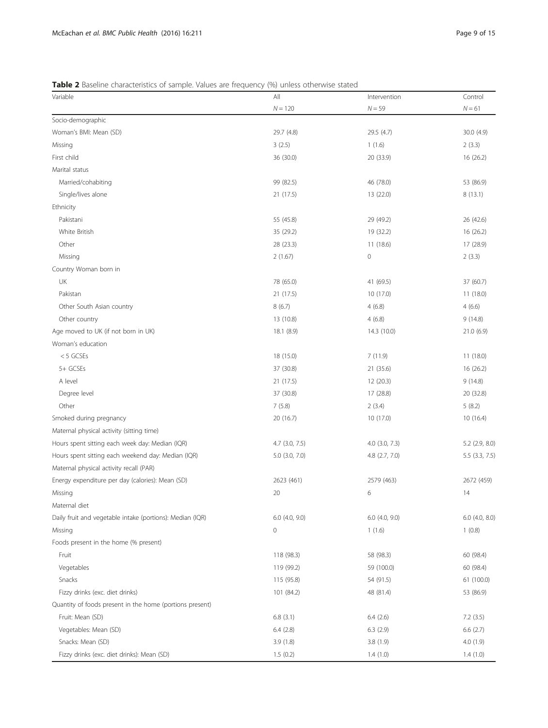**Table 2** Baseline characteristics of sample. Values are frequency (%) unless otherwise stated

| Variable | All | Intervention | Control |
|---|---|---|---|
| | $N = 120$ | $N = 59$ | $N = 61$ |
| Socio-demographic | | | |
| Woman's BMI: Mean (SD) | 29.7 (4.8) | 29.5 (4.7) | 30.0 (4.9) |
| Missing | 3 (2.5) | 1 (1.6) | 2 (3.3) |
| First child | 36 (30.0) | 20 (33.9) | 16 (26.2) |
| Marital status | | | |
| Married/cohabiting | 99 (82.5) | 46 (78.0) | 53 (86.9) |
| Single/lives alone | 21 (17.5) | 13 (22.0) | 8 (13.1) |
| Ethnicity | | | |
| Pakistani | 55 (45.8) | 29 (49.2) | 26 (42.6) |
| White British | 35 (29.2) | 19 (32.2) | 16 (26.2) |
| Other | 28 (23.3) | 11 (18.6) | 17 (28.9) |
| Missing | 2 (1.67) | 0 | 2 (3.3) |
| Country Woman born in | | | |
| UK | 78 (65.0) | 41 (69.5) | 37 (60.7) |
| Pakistan | 21 (17.5) | 10 (17.0) | 11 (18.0) |
| Other South Asian country | 8 (6.7) | 4 (6.8) | 4 (6.6) |
| Other country | 13 (10.8) | 4 (6.8) | 9 (14.8) |
| Age moved to UK (if not born in UK) | 18.1 (8.9) | 14.3 (10.0) | 21.0 (6.9) |
| Woman's education | | | |
| < 5 GCSEs | 18 (15.0) | 7 (11.9) | 11 (18.0) |
| 5+ GCSEs | 37 (30.8) | 21 (35.6) | 16 (26.2) |
| A level | 21 (17.5) | 12 (20.3) | 9 (14.8) |
| Degree level | 37 (30.8) | 17 (28.8) | 20 (32.8) |
| Other | 7 (5.8) | 2 (3.4) | 5 (8.2) |
| Smoked during pregnancy | 20 (16.7) | 10 (17.0) | 10 (16.4) |
| Maternal physical activity (sitting time) | | | |
| Hours spent sitting each week day: Median (IQR) | 4.7 (3.0, 7.5) | 4.0 (3.0, 7.3) | 5.2 (2.9, 8.0) |
| Hours spent sitting each weekend day: Median (IQR) | 5.0 (3.0, 7.0) | 4.8 (2.7, 7.0) | 5.5 (3.3, 7.5) |
| Maternal physical activity recall (PAR) | | | |
| Energy expenditure per day (calories): Mean (SD) | 2623 (461) | 2579 (463) | 2672 (459) |
| Missing | 20 | 6 | 14 |
| Maternal diet | | | |
| Daily fruit and vegetable intake (portions): Median (IQR) | 6.0 (4.0, 9.0) | 6.0 (4.0, 9.0) | 6.0 (4.0, 8.0) |
| Missing | 0 | 1 (1.6) | 1 (0.8) |
| Foods present in the home (% present) | | | |
| Fruit | 118 (98.3) | 58 (98.3) | 60 (98.4) |
| Vegetables | 119 (99.2) | 59 (100.0) | 60 (98.4) |
| Snacks | 115 (95.8) | 54 (91.5) | 61 (100.0) |
| Fizzy drinks (exc. diet drinks) | 101 (84.2) | 48 (81.4) | 53 (86.9) |
| Quantity of foods present in the home (portions present) | | | |
| Fruit: Mean (SD) | 6.8 (3.1) | 6.4 (2.6) | 7.2 (3.5) |
| Vegetables: Mean (SD) | 6.4 (2.8) | 6.3 (2.9) | 6.6 (2.7) |
| Snacks: Mean (SD) | 3.9 (1.8) | 3.8 (1.9) | 4.0 (1.9) |
| Fizzy drinks (exc. diet drinks): Mean (SD) | 1.5 (0.2) | 1.4 (1.0) | 1.4 (1.0) |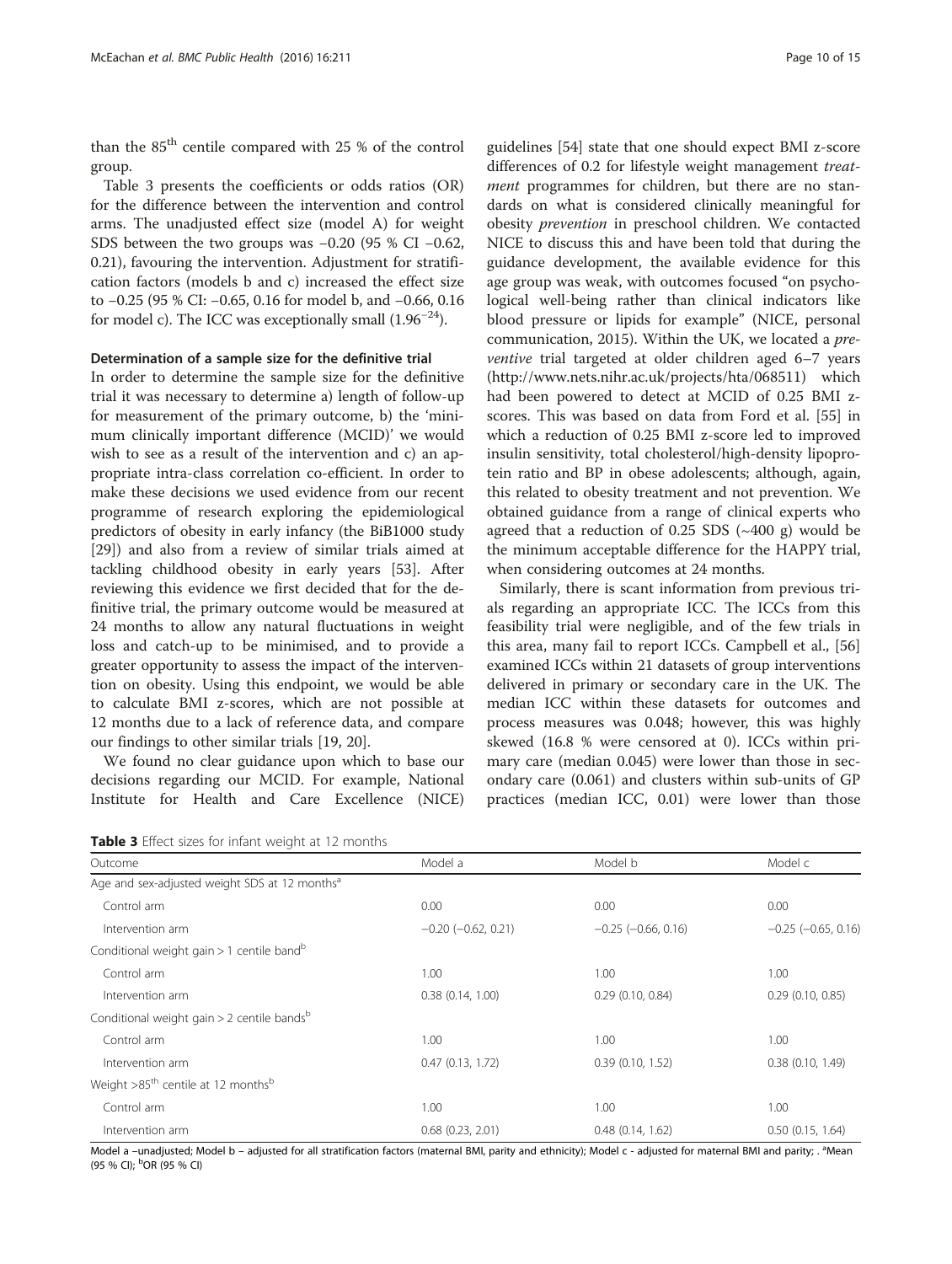than the 85[th] centile compared with 25 % of the control group.

Table 3 presents the coefficients or odds ratios (OR) for the difference between the intervention and control arms. The unadjusted effect size (model A) for weight SDS between the two groups was −0.20 (95 % CI −0.62, 0.21), favouring the intervention. Adjustment for stratification factors (models b and c) increased the effect size to −0.25 (95 % CI: −0.65, 0.16 for model b, and −0.66, 0.16 for model c). The ICC was exceptionally small ($1.96^{-24}$).

### Determination of a sample size for the definitive trial

In order to determine the sample size for the definitive trial it was necessary to determine a) length of follow-up for measurement of the primary outcome, b) the 'minimum clinically important difference (MCID)' we would wish to see as a result of the intervention and c) an appropriate intra-class correlation co-efficient. In order to make these decisions we used evidence from our recent programme of research exploring the epidemiological predictors of obesity in early infancy (the BiB1000 study [29]) and also from a review of similar trials aimed at tackling childhood obesity in early years [53]. After reviewing this evidence we first decided that for the definitive trial, the primary outcome would be measured at 24 months to allow any natural fluctuations in weight loss and catch-up to be minimised, and to provide a greater opportunity to assess the impact of the intervention on obesity. Using this endpoint, we would be able to calculate BMI z-scores, which are not possible at 12 months due to a lack of reference data, and compare our findings to other similar trials [19, 20].

We found no clear guidance upon which to base our decisions regarding our MCID. For example, National Institute for Health and Care Excellence (NICE) guidelines [54] state that one should expect BMI z-score differences of 0.2 for lifestyle weight management *treatment* programmes for children, but there are no standards on what is considered clinically meaningful for obesity *prevention* in preschool children. We contacted NICE to discuss this and have been told that during the guidance development, the available evidence for this age group was weak, with outcomes focused "on psychological well-being rather than clinical indicators like blood pressure or lipids for example" (NICE, personal communication, 2015). Within the UK, we located a *preventive* trial targeted at older children aged 6–7 years (http://www.nets.nihr.ac.uk/projects/hta/068511) which had been powered to detect at MCID of 0.25 BMI z-scores. This was based on data from Ford et al. [55] in which a reduction of 0.25 BMI z-score led to improved insulin sensitivity, total cholesterol/high-density lipoprotein ratio and BP in obese adolescents; although, again, this related to obesity treatment and not prevention. We obtained guidance from a range of clinical experts who agreed that a reduction of 0.25 SDS (~400 g) would be the minimum acceptable difference for the HAPPY trial, when considering outcomes at 24 months.

Similarly, there is scant information from previous trials regarding an appropriate ICC. The ICCs from this feasibility trial were negligible, and of the few trials in this area, many fail to report ICCs. Campbell et al., [56] examined ICCs within 21 datasets of group interventions delivered in primary or secondary care in the UK. The median ICC within these datasets for outcomes and process measures was 0.048; however, this was highly skewed (16.8 % were censored at 0). ICCs within primary care (median 0.045) were lower than those in secondary care (0.061) and clusters within sub-units of GP practices (median ICC, 0.01) were lower than those

**Table 3** Effect sizes for infant weight at 12 months

| Outcome | Model a | Model b | Model c |
|---|---|---|---|
| Age and sex-adjusted weight SDS at 12 months[a] | | | |
| Control arm | 0.00 | 0.00 | 0.00 |
| Intervention arm | −0.20 (−0.62, 0.21) | −0.25 (−0.66, 0.16) | −0.25 (−0.65, 0.16) |
| Conditional weight gain > 1 centile band[b] | | | |
| Control arm | 1.00 | 1.00 | 1.00 |
| Intervention arm | 0.38 (0.14, 1.00) | 0.29 (0.10, 0.84) | 0.29 (0.10, 0.85) |
| Conditional weight gain > 2 centile bands[b] | | | |
| Control arm | 1.00 | 1.00 | 1.00 |
| Intervention arm | 0.47 (0.13, 1.72) | 0.39 (0.10, 1.52) | 0.38 (0.10, 1.49) |
| Weight >85[th] centile at 12 months[b] | | | |
| Control arm | 1.00 | 1.00 | 1.00 |
| Intervention arm | 0.68 (0.23, 2.01) | 0.48 (0.14, 1.62) | 0.50 (0.15, 1.64) |

Model a –unadjusted; Model b – adjusted for all stratification factors (maternal BMI, parity and ethnicity); Model c - adjusted for maternal BMI and parity; . [a]Mean (95 % CI); [b]OR (95 % CI)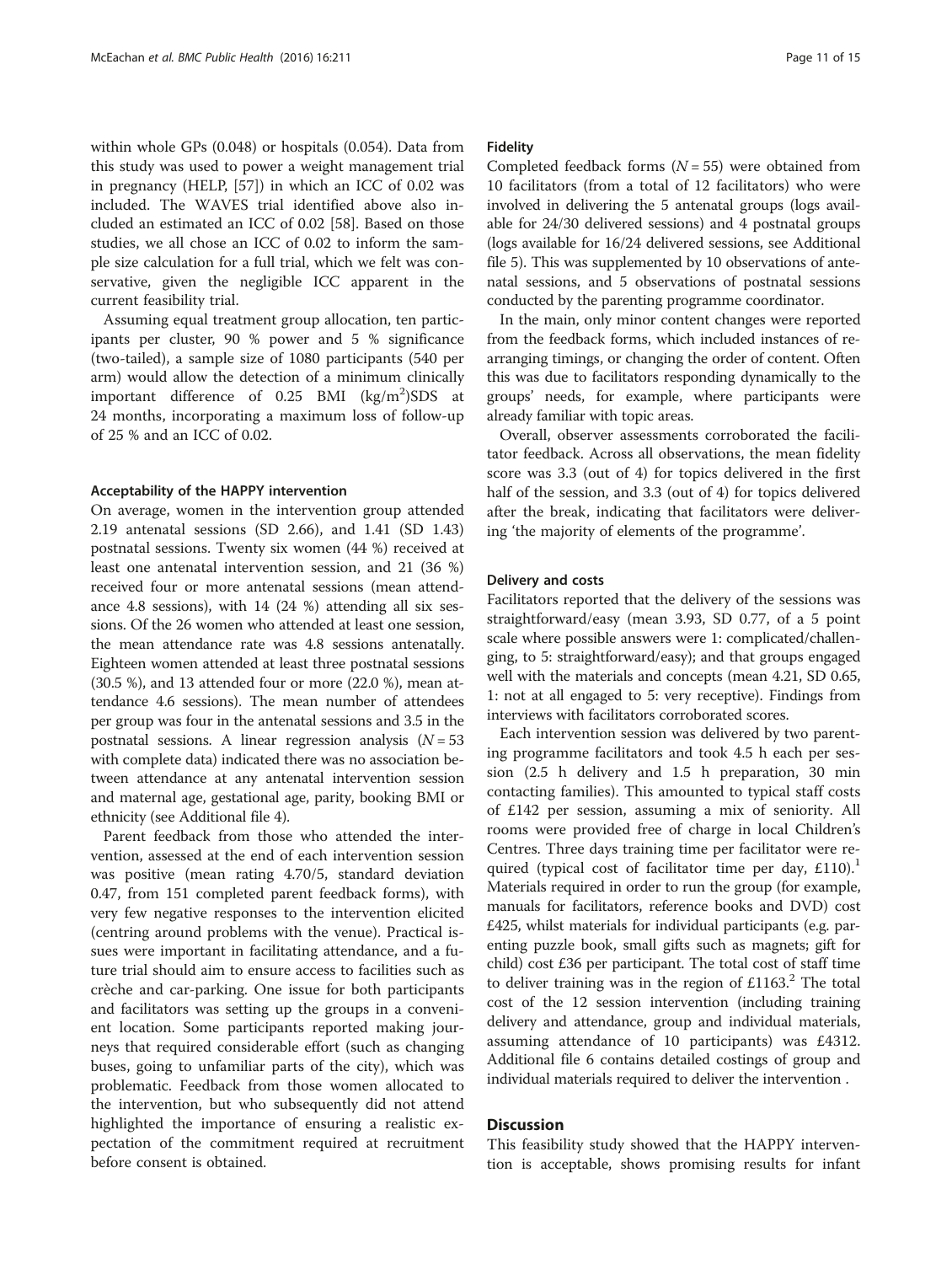within whole GPs (0.048) or hospitals (0.054). Data from this study was used to power a weight management trial in pregnancy (HELP, [57]) in which an ICC of 0.02 was included. The WAVES trial identified above also included an estimated an ICC of 0.02 [58]. Based on those studies, we all chose an ICC of 0.02 to inform the sample size calculation for a full trial, which we felt was conservative, given the negligible ICC apparent in the current feasibility trial.

Assuming equal treatment group allocation, ten participants per cluster, 90 % power and 5 % significance (two-tailed), a sample size of 1080 participants (540 per arm) would allow the detection of a minimum clinically important difference of 0.25 BMI ($kg/m^2$)SDS at 24 months, incorporating a maximum loss of follow-up of 25 % and an ICC of 0.02.

### Acceptability of the HAPPY intervention

On average, women in the intervention group attended 2.19 antenatal sessions (SD 2.66), and 1.41 (SD 1.43) postnatal sessions. Twenty six women (44 %) received at least one antenatal intervention session, and 21 (36 %) received four or more antenatal sessions (mean attendance 4.8 sessions), with 14 (24 %) attending all six sessions. Of the 26 women who attended at least one session, the mean attendance rate was 4.8 sessions antenatally. Eighteen women attended at least three postnatal sessions (30.5 %), and 13 attended four or more (22.0 %), mean attendance 4.6 sessions). The mean number of attendees per group was four in the antenatal sessions and 3.5 in the postnatal sessions. A linear regression analysis ($N = 53$ with complete data) indicated there was no association between attendance at any antenatal intervention session and maternal age, gestational age, parity, booking BMI or ethnicity (see Additional file 4).

Parent feedback from those who attended the intervention, assessed at the end of each intervention session was positive (mean rating 4.70/5, standard deviation 0.47, from 151 completed parent feedback forms), with very few negative responses to the intervention elicited (centring around problems with the venue). Practical issues were important in facilitating attendance, and a future trial should aim to ensure access to facilities such as crèche and car-parking. One issue for both participants and facilitators was setting up the groups in a convenient location. Some participants reported making journeys that required considerable effort (such as changing buses, going to unfamiliar parts of the city), which was problematic. Feedback from those women allocated to the intervention, but who subsequently did not attend highlighted the importance of ensuring a realistic expectation of the commitment required at recruitment before consent is obtained.

### Fidelity

Completed feedback forms ($N = 55$) were obtained from 10 facilitators (from a total of 12 facilitators) who were involved in delivering the 5 antenatal groups (logs available for 24/30 delivered sessions) and 4 postnatal groups (logs available for 16/24 delivered sessions, see Additional file 5). This was supplemented by 10 observations of antenatal sessions, and 5 observations of postnatal sessions conducted by the parenting programme coordinator.

In the main, only minor content changes were reported from the feedback forms, which included instances of rearranging timings, or changing the order of content. Often this was due to facilitators responding dynamically to the groups' needs, for example, where participants were already familiar with topic areas.

Overall, observer assessments corroborated the facilitator feedback. Across all observations, the mean fidelity score was 3.3 (out of 4) for topics delivered in the first half of the session, and 3.3 (out of 4) for topics delivered after the break, indicating that facilitators were delivering 'the majority of elements of the programme'.

### Delivery and costs

Facilitators reported that the delivery of the sessions was straightforward/easy (mean 3.93, SD 0.77, of a 5 point scale where possible answers were 1: complicated/challenging, to 5: straightforward/easy); and that groups engaged well with the materials and concepts (mean 4.21, SD 0.65, 1: not at all engaged to 5: very receptive). Findings from interviews with facilitators corroborated scores.

Each intervention session was delivered by two parenting programme facilitators and took 4.5 h each per session (2.5 h delivery and 1.5 h preparation, 30 min contacting families). This amounted to typical staff costs of £142 per session, assuming a mix of seniority. All rooms were provided free of charge in local Children's Centres. Three days training time per facilitator were required (typical cost of facilitator time per day, £110).[1] Materials required in order to run the group (for example, manuals for facilitators, reference books and DVD) cost £425, whilst materials for individual participants (e.g. parenting puzzle book, small gifts such as magnets; gift for child) cost £36 per participant. The total cost of staff time to deliver training was in the region of £1163.[2] The total cost of the 12 session intervention (including training delivery and attendance, group and individual materials, assuming attendance of 10 participants) was £4312. Additional file 6 contains detailed costings of group and individual materials required to deliver the intervention .

## Discussion

This feasibility study showed that the HAPPY intervention is acceptable, shows promising results for infant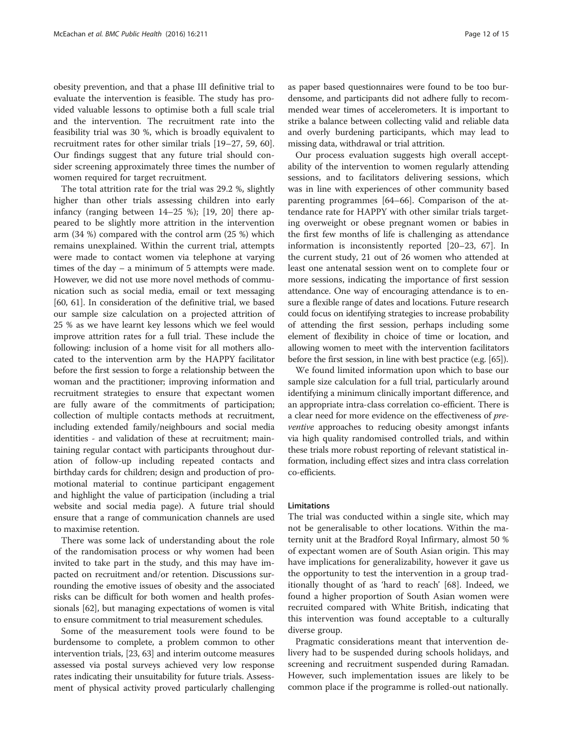obesity prevention, and that a phase III definitive trial to evaluate the intervention is feasible. The study has provided valuable lessons to optimise both a full scale trial and the intervention. The recruitment rate into the feasibility trial was 30 %, which is broadly equivalent to recruitment rates for other similar trials [19–27, 59, 60]. Our findings suggest that any future trial should consider screening approximately three times the number of women required for target recruitment.

The total attrition rate for the trial was 29.2 %, slightly higher than other trials assessing children into early infancy (ranging between 14–25 %); [19, 20] there appeared to be slightly more attrition in the intervention arm (34 %) compared with the control arm (25 %) which remains unexplained. Within the current trial, attempts were made to contact women via telephone at varying times of the day – a minimum of 5 attempts were made. However, we did not use more novel methods of communication such as social media, email or text messaging [60, 61]. In consideration of the definitive trial, we based our sample size calculation on a projected attrition of 25 % as we have learnt key lessons which we feel would improve attrition rates for a full trial. These include the following: inclusion of a home visit for all mothers allocated to the intervention arm by the HAPPY facilitator before the first session to forge a relationship between the woman and the practitioner; improving information and recruitment strategies to ensure that expectant women are fully aware of the commitments of participation; collection of multiple contacts methods at recruitment, including extended family/neighbours and social media identities - and validation of these at recruitment; maintaining regular contact with participants throughout duration of follow-up including repeated contacts and birthday cards for children; design and production of promotional material to continue participant engagement and highlight the value of participation (including a trial website and social media page). A future trial should ensure that a range of communication channels are used to maximise retention.

There was some lack of understanding about the role of the randomisation process or why women had been invited to take part in the study, and this may have impacted on recruitment and/or retention. Discussions surrounding the emotive issues of obesity and the associated risks can be difficult for both women and health professionals [62], but managing expectations of women is vital to ensure commitment to trial measurement schedules.

Some of the measurement tools were found to be burdensome to complete, a problem common to other intervention trials, [23, 63] and interim outcome measures assessed via postal surveys achieved very low response rates indicating their unsuitability for future trials. Assessment of physical activity proved particularly challenging as paper based questionnaires were found to be too burdensome, and participants did not adhere fully to recommended wear times of accelerometers. It is important to strike a balance between collecting valid and reliable data and overly burdening participants, which may lead to missing data, withdrawal or trial attrition.

Our process evaluation suggests high overall acceptability of the intervention to women regularly attending sessions, and to facilitators delivering sessions, which was in line with experiences of other community based parenting programmes [64–66]. Comparison of the attendance rate for HAPPY with other similar trials targeting overweight or obese pregnant women or babies in the first few months of life is challenging as attendance information is inconsistently reported [20–23, 67]. In the current study, 21 out of 26 women who attended at least one antenatal session went on to complete four or more sessions, indicating the importance of first session attendance. One way of encouraging attendance is to ensure a flexible range of dates and locations. Future research could focus on identifying strategies to increase probability of attending the first session, perhaps including some element of flexibility in choice of time or location, and allowing women to meet with the intervention facilitators before the first session, in line with best practice (e.g. [65]).

We found limited information upon which to base our sample size calculation for a full trial, particularly around identifying a minimum clinically important difference, and an appropriate intra-class correlation co-efficient. There is a clear need for more evidence on the effectiveness of *preventive* approaches to reducing obesity amongst infants via high quality randomised controlled trials, and within these trials more robust reporting of relevant statistical information, including effect sizes and intra class correlation co-efficients.

#### Limitations

The trial was conducted within a single site, which may not be generalisable to other locations. Within the maternity unit at the Bradford Royal Infirmary, almost 50 % of expectant women are of South Asian origin. This may have implications for generalizability, however it gave us the opportunity to test the intervention in a group traditionally thought of as 'hard to reach' [68]. Indeed, we found a higher proportion of South Asian women were recruited compared with White British, indicating that this intervention was found acceptable to a culturally diverse group.

Pragmatic considerations meant that intervention delivery had to be suspended during schools holidays, and screening and recruitment suspended during Ramadan. However, such implementation issues are likely to be common place if the programme is rolled-out nationally.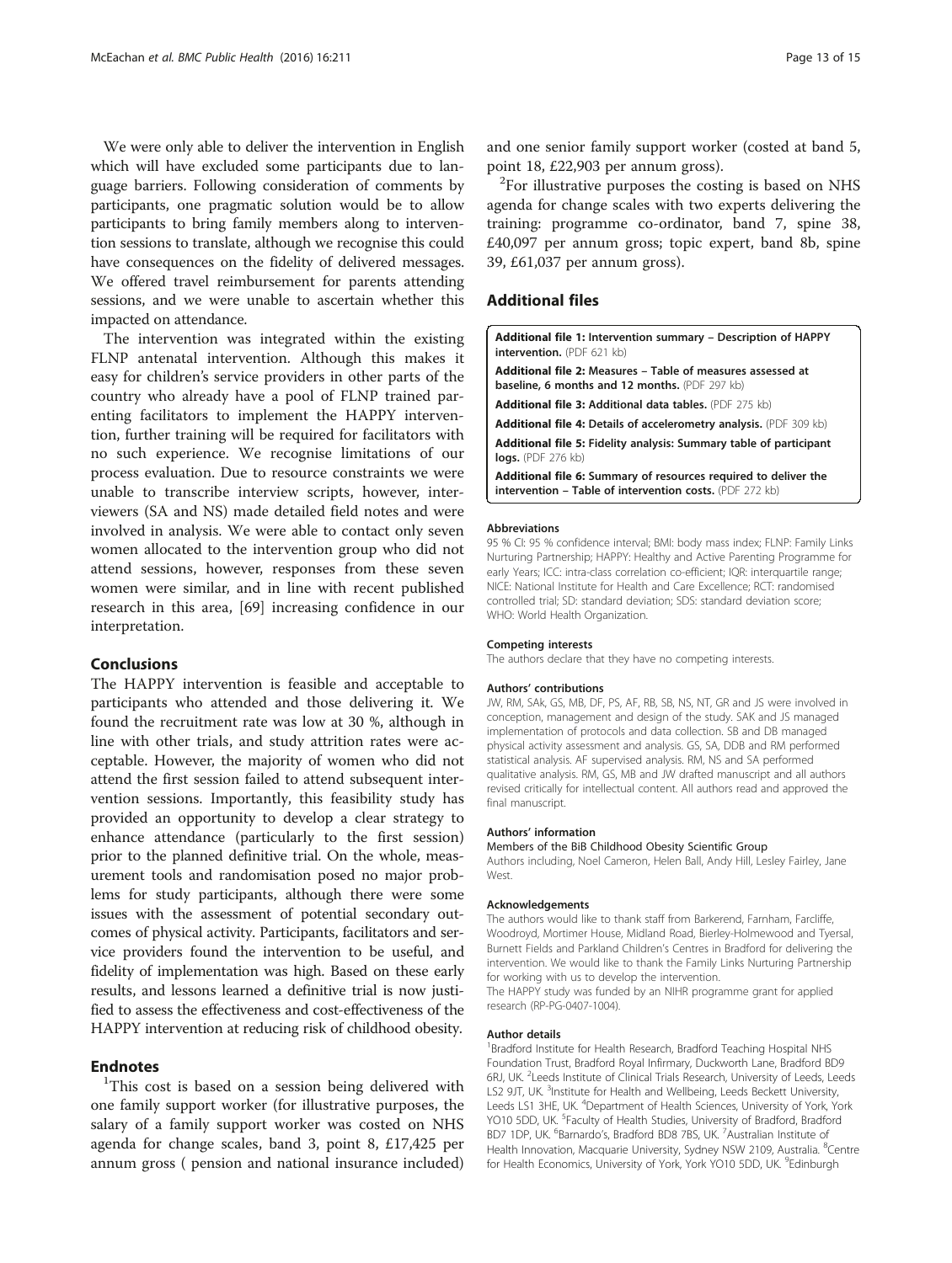We were only able to deliver the intervention in English which will have excluded some participants due to language barriers. Following consideration of comments by participants, one pragmatic solution would be to allow participants to bring family members along to intervention sessions to translate, although we recognise this could have consequences on the fidelity of delivered messages. We offered travel reimbursement for parents attending sessions, and we were unable to ascertain whether this impacted on attendance.

The intervention was integrated within the existing FLNP antenatal intervention. Although this makes it easy for children's service providers in other parts of the country who already have a pool of FLNP trained parenting facilitators to implement the HAPPY intervention, further training will be required for facilitators with no such experience. We recognise limitations of our process evaluation. Due to resource constraints we were unable to transcribe interview scripts, however, interviewers (SA and NS) made detailed field notes and were involved in analysis. We were able to contact only seven women allocated to the intervention group who did not attend sessions, however, responses from these seven women were similar, and in line with recent published research in this area, [69] increasing confidence in our interpretation.

## Conclusions

The HAPPY intervention is feasible and acceptable to participants who attended and those delivering it. We found the recruitment rate was low at 30 %, although in line with other trials, and study attrition rates were acceptable. However, the majority of women who did not attend the first session failed to attend subsequent intervention sessions. Importantly, this feasibility study has provided an opportunity to develop a clear strategy to enhance attendance (particularly to the first session) prior to the planned definitive trial. On the whole, measurement tools and randomisation posed no major problems for study participants, although there were some issues with the assessment of potential secondary outcomes of physical activity. Participants, facilitators and service providers found the intervention to be useful, and fidelity of implementation was high. Based on these early results, and lessons learned a definitive trial is now justified to assess the effectiveness and cost-effectiveness of the HAPPY intervention at reducing risk of childhood obesity.

## Endnotes

[1]This cost is based on a session being delivered with one family support worker (for illustrative purposes, the salary of a family support worker was costed on NHS agenda for change scales, band 3, point 8, £17,425 per annum gross ( pension and national insurance included) and one senior family support worker (costed at band 5, point 18, £22,903 per annum gross).

[2]For illustrative purposes the costing is based on NHS agenda for change scales with two experts delivering the training: programme co-ordinator, band 7, spine 38, £40,097 per annum gross; topic expert, band 8b, spine 39, £61,037 per annum gross).

## Additional files

**Additional file 1: Intervention summary – Description of HAPPY intervention.** (PDF 621 kb)

**Additional file 2: Measures – Table of measures assessed at baseline, 6 months and 12 months.** (PDF 297 kb)

**Additional file 3: Additional data tables.** (PDF 275 kb)

**Additional file 4: Details of accelerometry analysis.** (PDF 309 kb)

**Additional file 5: Fidelity analysis: Summary table of participant logs.** (PDF 276 kb)

**Additional file 6: Summary of resources required to deliver the intervention – Table of intervention costs.** (PDF 272 kb)

#### Abbreviations

95 % CI: 95 % confidence interval; BMI: body mass index; FLNP: Family Links Nurturing Partnership; HAPPY: Healthy and Active Parenting Programme for early Years; ICC: intra-class correlation co-efficient; IQR: interquartile range; NICE: National Institute for Health and Care Excellence; RCT: randomised controlled trial; SD: standard deviation; SDS: standard deviation score; WHO: World Health Organization.

#### Competing interests

The authors declare that they have no competing interests.

#### Authors' contributions

JW, RM, SAk, GS, MB, DF, PS, AF, RB, SB, NS, NT, GR and JS were involved in conception, management and design of the study. SAK and JS managed implementation of protocols and data collection. SB and DB managed physical activity assessment and analysis. GS, SA, DDB and RM performed statistical analysis. AF supervised analysis. RM, NS and SA performed qualitative analysis. RM, GS, MB and JW drafted manuscript and all authors revised critically for intellectual content. All authors read and approved the final manuscript.

#### Authors' information

Members of the BiB Childhood Obesity Scientific Group

Authors including, Noel Cameron, Helen Ball, Andy Hill, Lesley Fairley, Jane West.

#### Acknowledgements

The authors would like to thank staff from Barkerend, Farnham, Farcliffe, Woodroyd, Mortimer House, Midland Road, Bierley-Holmewood and Tyersal, Burnett Fields and Parkland Children's Centres in Bradford for delivering the intervention. We would like to thank the Family Links Nurturing Partnership for working with us to develop the intervention.

The HAPPY study was funded by an NIHR programme grant for applied research (RP-PG-0407-1004).

#### Author details

[1]Bradford Institute for Health Research, Bradford Teaching Hospital NHS Foundation Trust, Bradford Royal Infirmary, Duckworth Lane, Bradford BD9 6RJ, UK. [2]Leeds Institute of Clinical Trials Research, University of Leeds, Leeds LS2 9JT, UK. [3]Institute for Health and Wellbeing, Leeds Beckett University, Leeds LS1 3HE, UK. [4]Department of Health Sciences, University of York, York YO10 5DD, UK. [5]Faculty of Health Studies, University of Bradford, Bradford BD7 1DP, UK. [6]Barnardo's, Bradford BD8 7BS, UK. [7]Australian Institute of Health Innovation, Macquarie University, Sydney NSW 2109, Australia. [8]Centre for Health Economics, University of York, York YO10 5DD, UK. [9]Edinburgh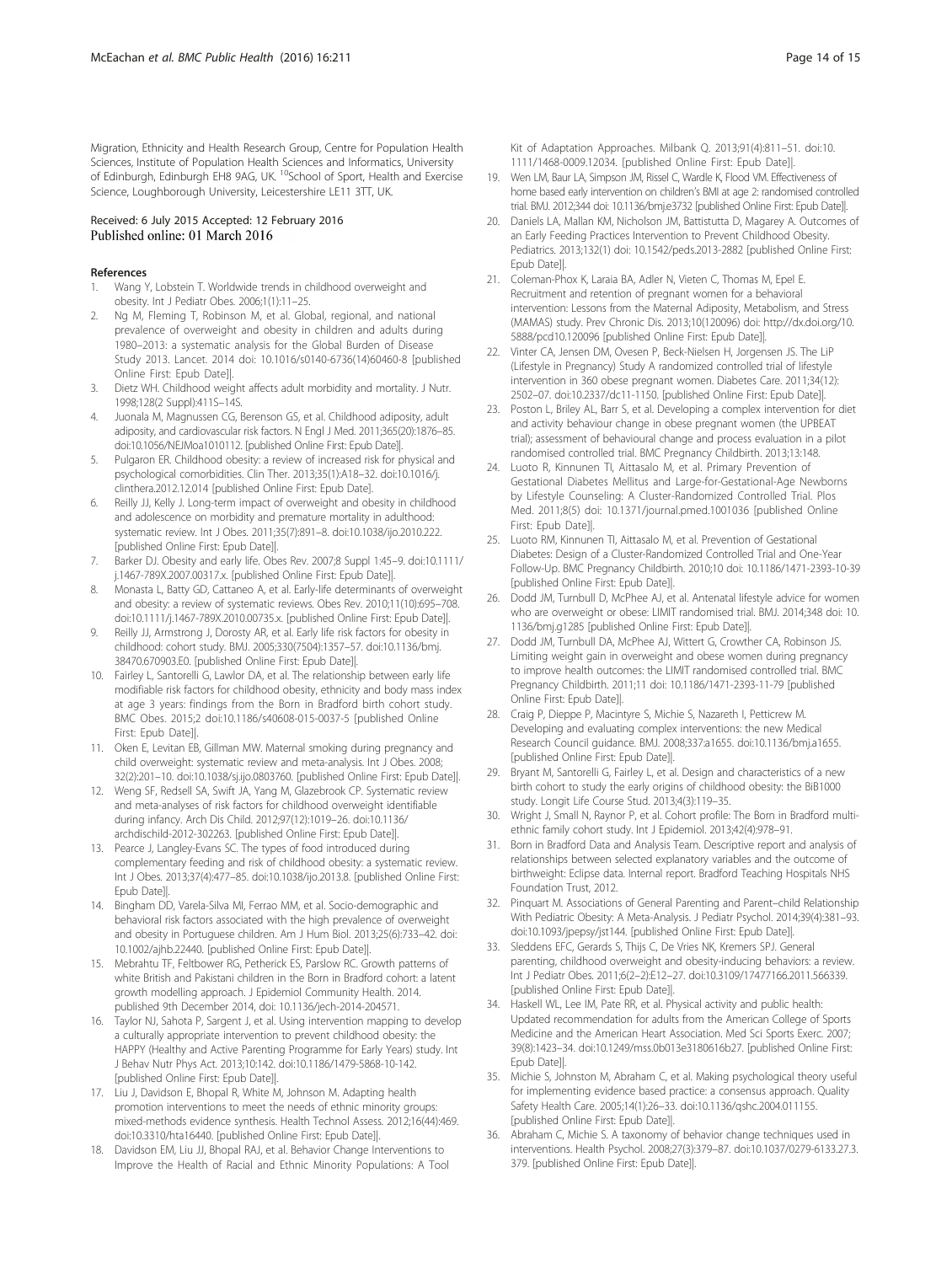Migration, Ethnicity and Health Research Group, Centre for Population Health Sciences, Institute of Population Health Sciences and Informatics, University of Edinburgh, Edinburgh EH8 9AG, UK. [10]School of Sport, Health and Exercise Science, Loughborough University, Leicestershire LE11 3TT, UK.

Received: 6 July 2015 Accepted: 12 February 2016
Published online: 01 March 2016

## References

1. Wang Y, Lobstein T. Worldwide trends in childhood overweight and obesity. Int J Pediatr Obes. 2006;1(1):11–25.
2. Ng M, Fleming T, Robinson M, et al. Global, regional, and national prevalence of overweight and obesity in children and adults during 1980–2013: a systematic analysis for the Global Burden of Disease Study 2013. Lancet. 2014 doi: 10.1016/s0140-6736(14)60460-8 [published Online First: Epub Date]|.
3. Dietz WH. Childhood weight affects adult morbidity and mortality. J Nutr. 1998;128(2 Suppl):411S–14S.
4. Juonala M, Magnussen CG, Berenson GS, et al. Childhood adiposity, adult adiposity, and cardiovascular risk factors. N Engl J Med. 2011;365(20):1876–85. doi:10.1056/NEJMoa1010112. [published Online First: Epub Date]|.
5. Pulgaron ER. Childhood obesity: a review of increased risk for physical and psychological comorbidities. Clin Ther. 2013;35(1):A18–32. doi:10.1016/j.clinthera.2012.12.014 [published Online First: Epub Date].
6. Reilly JJ, Kelly J. Long-term impact of overweight and obesity in childhood and adolescence on morbidity and premature mortality in adulthood: systematic review. Int J Obes. 2011;35(7):891–8. doi:10.1038/ijo.2010.222. [published Online First: Epub Date]|.
7. Barker DJ. Obesity and early life. Obes Rev. 2007;8 Suppl 1:45–9. doi:10.1111/j.1467-789X.2007.00317.x. [published Online First: Epub Date]|.
8. Monasta L, Batty GD, Cattaneo A, et al. Early-life determinants of overweight and obesity: a review of systematic reviews. Obes Rev. 2010;11(10):695–708. doi:10.1111/j.1467-789X.2010.00735.x. [published Online First: Epub Date]|.
9. Reilly JJ, Armstrong J, Dorosty AR, et al. Early life risk factors for obesity in childhood: cohort study. BMJ. 2005;330(7504):1357–57. doi:10.1136/bmj.38470.670903.E0. [published Online First: Epub Date]|.
10. Fairley L, Santorelli G, Lawlor DA, et al. The relationship between early life modifiable risk factors for childhood obesity, ethnicity and body mass index at age 3 years: findings from the Born in Bradford birth cohort study. BMC Obes. 2015;2 doi:10.1186/s40608-015-0037-5 [published Online First: Epub Date]|.
11. Oken E, Levitan EB, Gillman MW. Maternal smoking during pregnancy and child overweight: systematic review and meta-analysis. Int J Obes. 2008; 32(2):201–10. doi:10.1038/sj.ijo.0803760. [published Online First: Epub Date]|.
12. Weng SF, Redsell SA, Swift JA, Yang M, Glazebrook CP. Systematic review and meta-analyses of risk factors for childhood overweight identifiable during infancy. Arch Dis Child. 2012;97(12):1019–26. doi:10.1136/archdischild-2012-302263. [published Online First: Epub Date]|.
13. Pearce J, Langley-Evans SC. The types of food introduced during complementary feeding and risk of childhood obesity: a systematic review. Int J Obes. 2013;37(4):477–85. doi:10.1038/ijo.2013.8. [published Online First: Epub Date]|.
14. Bingham DD, Varela-Silva MI, Ferrao MM, et al. Socio-demographic and behavioral risk factors associated with the high prevalence of overweight and obesity in Portuguese children. Am J Hum Biol. 2013;25(6):733–42. doi: 10.1002/ajhb.22440. [published Online First: Epub Date]|.
15. Mebrahtu TF, Feltbower RG, Petherick ES, Parslow RC. Growth patterns of white British and Pakistani children in the Born in Bradford cohort: a latent growth modelling approach. J Epidemiol Community Health. 2014. published 9th December 2014, doi: 10.1136/jech-2014-204571.
16. Taylor NJ, Sahota P, Sargent J, et al. Using intervention mapping to develop a culturally appropriate intervention to prevent childhood obesity: the HAPPY (Healthy and Active Parenting Programme for Early Years) study. Int J Behav Nutr Phys Act. 2013;10:142. doi:10.1186/1479-5868-10-142. [published Online First: Epub Date]|.
17. Liu J, Davidson E, Bhopal R, White M, Johnson M. Adapting health promotion interventions to meet the needs of ethnic minority groups: mixed-methods evidence synthesis. Health Technol Assess. 2012;16(44):469. doi:10.3310/hta16440. [published Online First: Epub Date]|.
18. Davidson EM, Liu JJ, Bhopal RAJ, et al. Behavior Change Interventions to Improve the Health of Racial and Ethnic Minority Populations: A Tool Kit of Adaptation Approaches. Milbank Q. 2013;91(4):811–51. doi:10.1111/1468-0009.12034. [published Online First: Epub Date]|.
19. Wen LM, Baur LA, Simpson JM, Rissel C, Wardle K, Flood VM. Effectiveness of home based early intervention on children's BMI at age 2: randomised controlled trial. BMJ. 2012;344 doi: 10.1136/bmj.e3732 [published Online First: Epub Date]|.
20. Daniels LA, Mallan KM, Nicholson JM, Battistutta D, Magarey A. Outcomes of an Early Feeding Practices Intervention to Prevent Childhood Obesity. Pediatrics. 2013;132(1) doi: 10.1542/peds.2013-2882 [published Online First: Epub Date]|.
21. Coleman-Phox K, Laraia BA, Adler N, Vieten C, Thomas M, Epel E. Recruitment and retention of pregnant women for a behavioral intervention: Lessons from the Maternal Adiposity, Metabolism, and Stress (MAMAS) study. Prev Chronic Dis. 2013;10(120096) doi: http://dx.doi.org/10.5888/pcd10.120096 [published Online First: Epub Date]|.
22. Vinter CA, Jensen DM, Ovesen P, Beck-Nielsen H, Jorgensen JS. The LiP (Lifestyle in Pregnancy) Study A randomized controlled trial of lifestyle intervention in 360 obese pregnant women. Diabetes Care. 2011;34(12): 2502–07. doi:10.2337/dc11-1150. [published Online First: Epub Date]|.
23. Poston L, Briley AL, Barr S, et al. Developing a complex intervention for diet and activity behaviour change in obese pregnant women (the UPBEAT trial); assessment of behavioural change and process evaluation in a pilot randomised controlled trial. BMC Pregnancy Childbirth. 2013;13:148.
24. Luoto R, Kinnunen TI, Aittasalo M, et al. Primary Prevention of Gestational Diabetes Mellitus and Large-for-Gestational-Age Newborns by Lifestyle Counseling: A Cluster-Randomized Controlled Trial. Plos Med. 2011;8(5) doi: 10.1371/journal.pmed.1001036 [published Online First: Epub Date]|.
25. Luoto RM, Kinnunen TI, Aittasalo M, et al. Prevention of Gestational Diabetes: Design of a Cluster-Randomized Controlled Trial and One-Year Follow-Up. BMC Pregnancy Childbirth. 2010;10 doi: 10.1186/1471-2393-10-39 [published Online First: Epub Date]|.
26. Dodd JM, Turnbull D, McPhee AJ, et al. Antenatal lifestyle advice for women who are overweight or obese: LIMIT randomised trial. BMJ. 2014;348 doi: 10.1136/bmj.g1285 [published Online First: Epub Date]|.
27. Dodd JM, Turnbull DA, McPhee AJ, Wittert G, Crowther CA, Robinson JS. Limiting weight gain in overweight and obese women during pregnancy to improve health outcomes: the LIMIT randomised controlled trial. BMC Pregnancy Childbirth. 2011;11 doi: 10.1186/1471-2393-11-79 [published Online First: Epub Date]|.
28. Craig P, Dieppe P, Macintyre S, Michie S, Nazareth I, Petticrew M. Developing and evaluating complex interventions: the new Medical Research Council guidance. BMJ. 2008;337:a1655. doi:10.1136/bmj.a1655. [published Online First: Epub Date]|.
29. Bryant M, Santorelli G, Fairley L, et al. Design and characteristics of a new birth cohort to study the early origins of childhood obesity: the BiB1000 study. Longit Life Course Stud. 2013;4(3):119–35.
30. Wright J, Small N, Raynor P, et al. Cohort profile: The Born in Bradford multi-ethnic family cohort study. Int J Epidemiol. 2013;42(4):978–91.
31. Born in Bradford Data and Analysis Team. Descriptive report and analysis of relationships between selected explanatory variables and the outcome of birthweight: Eclipse data. Internal report. Bradford Teaching Hospitals NHS Foundation Trust, 2012.
32. Pinquart M. Associations of General Parenting and Parent–child Relationship With Pediatric Obesity: A Meta-Analysis. J Pediatr Psychol. 2014;39(4):381–93. doi:10.1093/jpepsy/jst144. [published Online First: Epub Date]|.
33. Sleddens EFC, Gerards S, Thijs C, De Vries NK, Kremers SPJ. General parenting, childhood overweight and obesity-inducing behaviors: a review. Int J Pediatr Obes. 2011;6(2–2):E12–27. doi:10.3109/17477166.2011.566339. [published Online First: Epub Date]|.
34. Haskell WL, Lee IM, Pate RR, et al. Physical activity and public health: Updated recommendation for adults from the American College of Sports Medicine and the American Heart Association. Med Sci Sports Exerc. 2007; 39(8):1423–34. doi:10.1249/mss.0b013e3180616b27. [published Online First: Epub Date]|.
35. Michie S, Johnston M, Abraham C, et al. Making psychological theory useful for implementing evidence based practice: a consensus approach. Quality Safety Health Care. 2005;14(1):26–33. doi:10.1136/qshc.2004.011155. [published Online First: Epub Date]|.
36. Abraham C, Michie S. A taxonomy of behavior change techniques used in interventions. Health Psychol. 2008;27(3):379–87. doi:10.1037/0279-6133.27.3.379. [published Online First: Epub Date]|.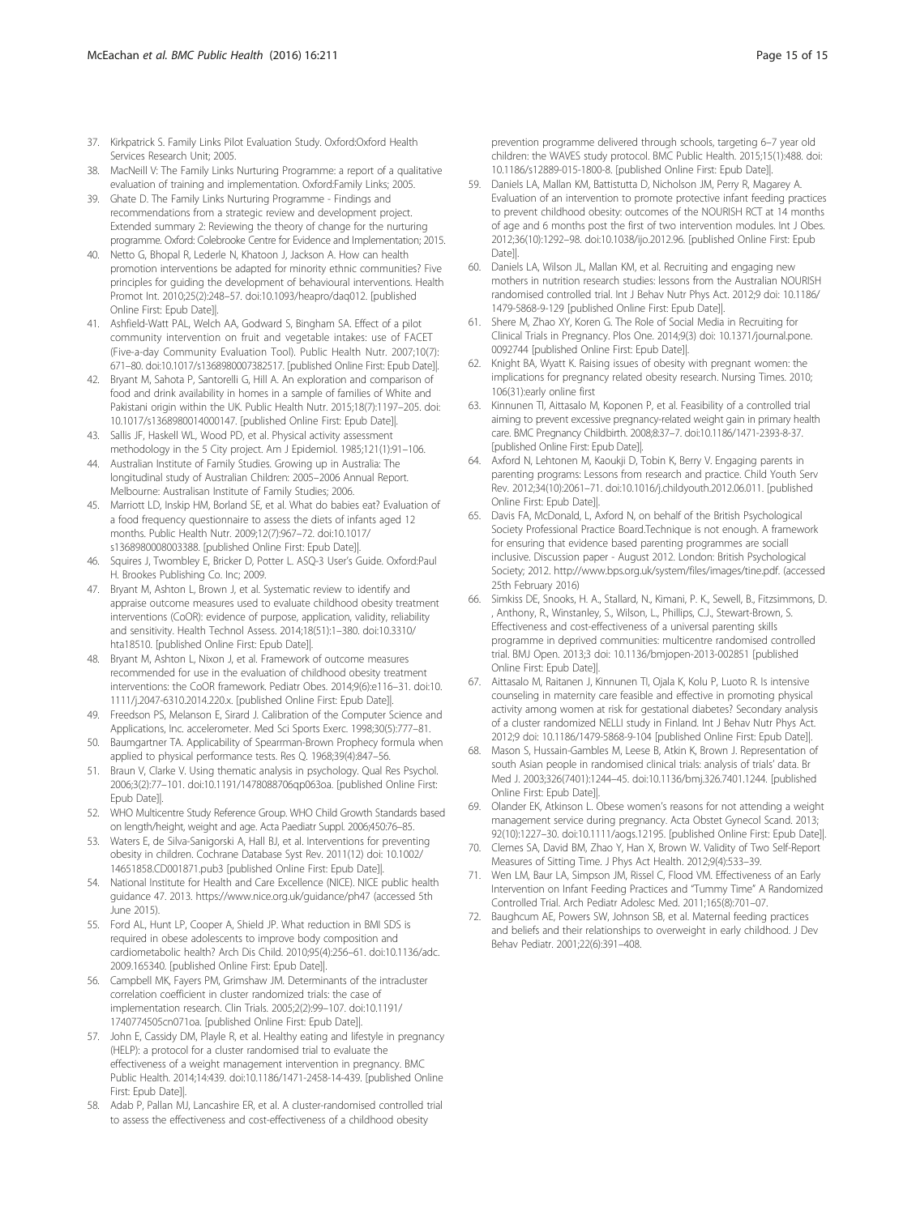37. Kirkpatrick S. Family Links Pilot Evaluation Study. Oxford:Oxford Health Services Research Unit; 2005.
38. MacNeill V: The Family Links Nurturing Programme: a report of a qualitative evaluation of training and implementation. Oxford:Family Links; 2005.
39. Ghate D. The Family Links Nurturing Programme - Findings and recommendations from a strategic review and development project. Extended summary 2: Reviewing the theory of change for the nurturing programme. Oxford: Colebrooke Centre for Evidence and Implementation; 2015.
40. Netto G, Bhopal R, Lederle N, Khatoon J, Jackson A. How can health promotion interventions be adapted for minority ethnic communities? Five principles for guiding the development of behavioural interventions. Health Promot Int. 2010;25(2):248–57. doi:10.1093/heapro/daq012. [published Online First: Epub Date]|.
41. Ashfield-Watt PAL, Welch AA, Godward S, Bingham SA. Effect of a pilot community intervention on fruit and vegetable intakes: use of FACET (Five-a-day Community Evaluation Tool). Public Health Nutr. 2007;10(7): 671–80. doi:10.1017/s1368980007382517. [published Online First: Epub Date]|.
42. Bryant M, Sahota P, Santorelli G, Hill A. An exploration and comparison of food and drink availability in homes in a sample of families of White and Pakistani origin within the UK. Public Health Nutr. 2015;18(7):1197–205. doi: 10.1017/s1368980014000147. [published Online First: Epub Date]|.
43. Sallis JF, Haskell WL, Wood PD, et al. Physical activity assessment methodology in the 5 City project. Am J Epidemiol. 1985;121(1):91–106.
44. Australian Institute of Family Studies. Growing up in Australia: The longitudinal study of Australian Children: 2005–2006 Annual Report. Melbourne: Australasian Institute of Family Studies; 2006.
45. Marriott LD, Inskip HM, Borland SE, et al. What do babies eat? Evaluation of a food frequency questionnaire to assess the diets of infants aged 12 months. Public Health Nutr. 2009;12(7):967–72. doi:10.1017/ s1368980008003388. [published Online First: Epub Date]|.
46. Squires J, Twombley E, Bricker D, Potter L. ASQ-3 User's Guide. Oxford:Paul H. Brookes Publishing Co. Inc; 2009.
47. Bryant M, Ashton L, Brown J, et al. Systematic review to identify and appraise outcome measures used to evaluate childhood obesity treatment interventions (CoOR): evidence of purpose, application, validity, reliability and sensitivity. Health Technol Assess. 2014;18(51):1–380. doi:10.3310/ hta18510. [published Online First: Epub Date]|.
48. Bryant M, Ashton L, Nixon J, et al. Framework of outcome measures recommended for use in the evaluation of childhood obesity treatment interventions: the CoOR framework. Pediatr Obes. 2014;9(6):e116–31. doi:10. 1111/j.2047-6310.2014.220.x. [published Online First: Epub Date]|.
49. Freedson PS, Melanson E, Sirard J. Calibration of the Computer Science and Applications, Inc. accelerometer. Med Sci Sports Exerc. 1998;30(5):777–81.
50. Baumgartner TA. Applicability of Spearrman-Brown Prophecy formula when applied to physical performance tests. Res Q. 1968;39(4):847–56.
51. Braun V, Clarke V. Using thematic analysis in psychology. Qual Res Psychol. 2006;3(2):77–101. doi:10.1191/1478088706qp063oa. [published Online First: Epub Date]|.
52. WHO Multicentre Study Reference Group. WHO Child Growth Standards based on length/height, weight and age. Acta Paediatr Suppl. 2006;450:76–85.
53. Waters E, de Silva-Sanigorski A, Hall BJ, et al. Interventions for preventing obesity in children. Cochrane Database Syst Rev. 2011(12) doi: 10.1002/ 14651858.CD001871.pub3 [published Online First: Epub Date]|.
54. National Institute for Health and Care Excellence (NICE). NICE public health guidance 47. 2013. https://www.nice.org.uk/guidance/ph47 (accessed 5th June 2015).
55. Ford AL, Hunt LP, Cooper A, Shield JP. What reduction in BMI SDS is required in obese adolescents to improve body composition and cardiometabolic health? Arch Dis Child. 2010;95(4):256–61. doi:10.1136/adc. 2009.165340. [published Online First: Epub Date]|.
56. Campbell MK, Fayers PM, Grimshaw JM. Determinants of the intracluster correlation coefficient in cluster randomized trials: the case of implementation research. Clin Trials. 2005;2(2):99–107. doi:10.1191/ 1740774505cn071oa. [published Online First: Epub Date]|.
57. John E, Cassidy DM, Playle R, et al. Healthy eating and lifestyle in pregnancy (HELP): a protocol for a cluster randomised trial to evaluate the effectiveness of a weight management intervention in pregnancy. BMC Public Health. 2014;14:439. doi:10.1186/1471-2458-14-439. [published Online First: Epub Date]|.
58. Adab P, Pallan MJ, Lancashire ER, et al. A cluster-randomised controlled trial to assess the effectiveness and cost-effectiveness of a childhood obesity prevention programme delivered through schools, targeting 6–7 year old children: the WAVES study protocol. BMC Public Health. 2015;15(1):488. doi: 10.1186/s12889-015-1800-8. [published Online First: Epub Date]|.
59. Daniels LA, Mallan KM, Battistutta D, Nicholson JM, Perry R, Magarey A. Evaluation of an intervention to promote protective infant feeding practices to prevent childhood obesity: outcomes of the NOURISH RCT at 14 months of age and 6 months post the first of two intervention modules. Int J Obes. 2012;36(10):1292–98. doi:10.1038/ijo.2012.96. [published Online First: Epub Date]|.
60. Daniels LA, Wilson JL, Mallan KM, et al. Recruiting and engaging new mothers in nutrition research studies: lessons from the Australian NOURISH randomised controlled trial. Int J Behav Nutr Phys Act. 2012;9 doi: 10.1186/ 1479-5868-9-129 [published Online First: Epub Date]|.
61. Shere M, Zhao XY, Koren G. The Role of Social Media in Recruiting for Clinical Trials in Pregnancy. Plos One. 2014;9(3) doi: 10.1371/journal.pone. 0092744 [published Online First: Epub Date]|.
62. Knight BA, Wyatt K. Raising issues of obesity with pregnant women: the implications for pregnancy related obesity research. Nursing Times. 2010; 106(31):early online first
63. Kinnunen TI, Aittasalo M, Koponen P, et al. Feasibility of a controlled trial aiming to prevent excessive pregnancy-related weight gain in primary health care. BMC Pregnancy Childbirth. 2008;8:37–7. doi:10.1186/1471-2393-8-37. [published Online First: Epub Date]|.
64. Axford N, Lehtonen M, Kaoukji D, Tobin K, Berry V. Engaging parents in parenting programs: Lessons from research and practice. Child Youth Serv Rev. 2012;34(10):2061–71. doi:10.1016/j.childyouth.2012.06.011. [published Online First: Epub Date]|.
65. Davis FA, McDonald, L, Axford N, on behalf of the British Psychological Society Professional Practice Board.Technique is not enough. A framework for ensuring that evidence based parenting programmes are sociall inclusive. Discussion paper - August 2012. London: British Psychological Society; 2012. http://www.bps.org.uk/system/files/images/tine.pdf. (accessed 25th February 2016)
66. Simkiss DE, Snooks, H. A., Stallard, N., Kimani, P. K., Sewell, B., Fitzsimmons, D. , Anthony, R., Winstanley, S., Wilson, L., Phillips, C.J., Stewart-Brown, S. Effectiveness and cost-effectiveness of a universal parenting skills programme in deprived communities: multicentre randomised controlled trial. BMJ Open. 2013;3 doi: 10.1136/bmjopen-2013-002851 [published Online First: Epub Date]|.
67. Aittasalo M, Raitanen J, Kinnunen TI, Ojala K, Kolu P, Luoto R. Is intensive counseling in maternity care feasible and effective in promoting physical activity among women at risk for gestational diabetes? Secondary analysis of a cluster randomized NELLI study in Finland. Int J Behav Nutr Phys Act. 2012;9 doi: 10.1186/1479-5868-9-104 [published Online First: Epub Date]|.
68. Mason S, Hussain-Gambles M, Leese B, Atkin K, Brown J. Representation of south Asian people in randomised clinical trials: analysis of trials' data. Br Med J. 2003;326(7401):1244–45. doi:10.1136/bmj.326.7401.1244. [published Online First: Epub Date]|.
69. Olander EK, Atkinson L. Obese women's reasons for not attending a weight management service during pregnancy. Acta Obstet Gynecol Scand. 2013; 92(10):1227–30. doi:10.1111/aogs.12195. [published Online First: Epub Date]|.
70. Clemes SA, David BM, Zhao Y, Han X, Brown W. Validity of Two Self-Report Measures of Sitting Time. J Phys Act Health. 2012;9(4):533–39.
71. Wen LM, Baur LA, Simpson JM, Rissel C, Flood VM. Effectiveness of an Early Intervention on Infant Feeding Practices and "Tummy Time" A Randomized Controlled Trial. Arch Pediatr Adolesc Med. 2011;165(8):701–07.
72. Baughcum AE, Powers SW, Johnson SB, et al. Maternal feeding practices and beliefs and their relationships to overweight in early childhood. J Dev Behav Pediatr. 2001;22(6):391–408.